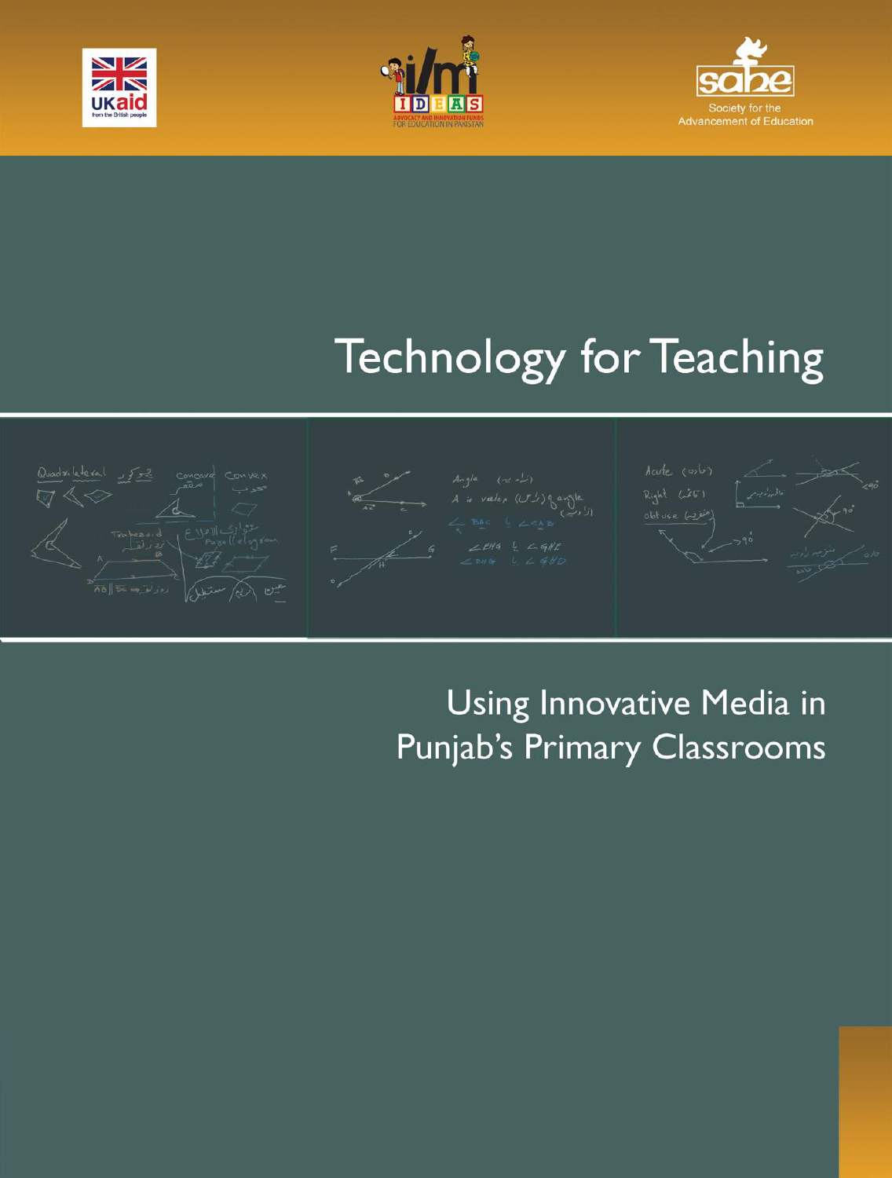UKaid from the British people

i/m IDEAS ADVOCACY AND INNOVATION FUNDS FOR EDUCATION IN PAKISTAN

sahe Society for the Advancement of Education

# Technology for Teaching

## Using Innovative Media in Punjab's Primary Classrooms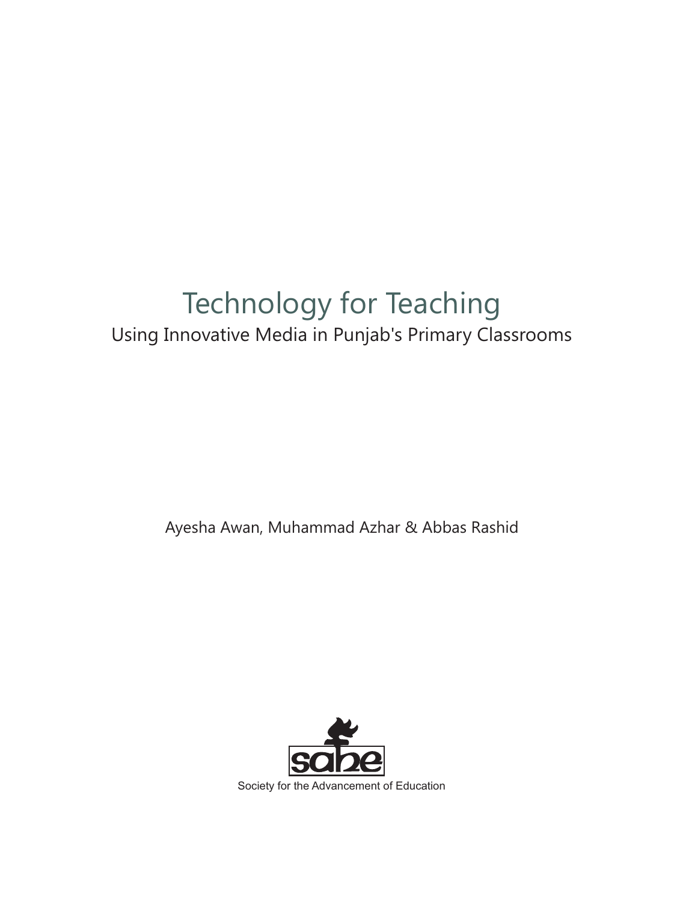# Technology for Teaching

## Using Innovative Media in Punjab's Primary Classrooms

Ayesha Awan, Muhammad Azhar & Abbas Rashid

sahe

Society for the Advancement of Education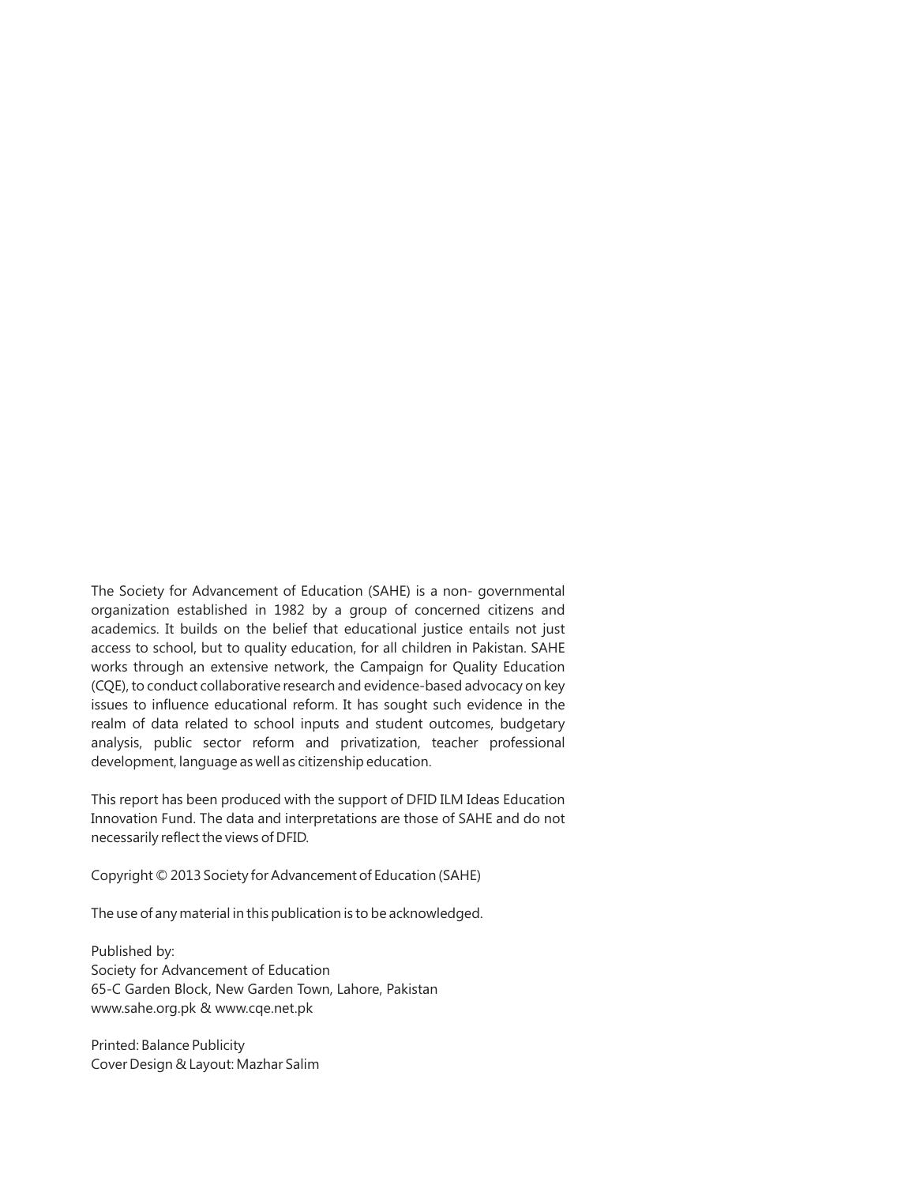The Society for Advancement of Education (SAHE) is a non- governmental organization established in 1982 by a group of concerned citizens and academics. It builds on the belief that educational justice entails not just access to school, but to quality education, for all children in Pakistan. SAHE works through an extensive network, the Campaign for Quality Education (CQE), to conduct collaborative research and evidence-based advocacy on key issues to influence educational reform. It has sought such evidence in the realm of data related to school inputs and student outcomes, budgetary analysis, public sector reform and privatization, teacher professional development, language as well as citizenship education.

This report has been produced with the support of DFID ILM Ideas Education Innovation Fund. The data and interpretations are those of SAHE and do not necessarily reflect the views of DFID.

Copyright © 2013 Society for Advancement of Education (SAHE)

The use of any material in this publication is to be acknowledged.

Published by:
Society for Advancement of Education
65-C Garden Block, New Garden Town, Lahore, Pakistan
www.sahe.org.pk & www.cqe.net.pk

Printed: Balance Publicity
Cover Design & Layout: Mazhar Salim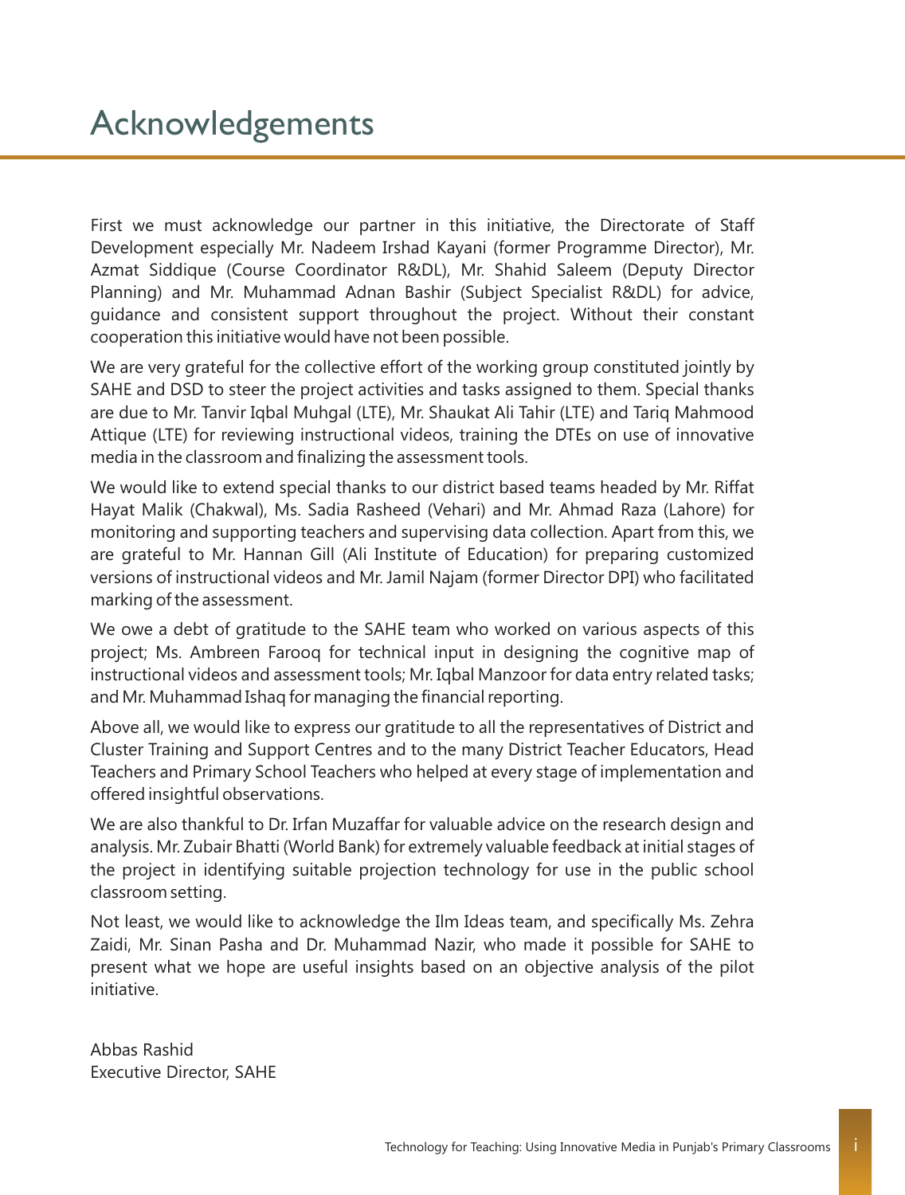# Acknowledgements

First we must acknowledge our partner in this initiative, the Directorate of Staff Development especially Mr. Nadeem Irshad Kayani (former Programme Director), Mr. Azmat Siddique (Course Coordinator R&DL), Mr. Shahid Saleem (Deputy Director Planning) and Mr. Muhammad Adnan Bashir (Subject Specialist R&DL) for advice, guidance and consistent support throughout the project. Without their constant cooperation this initiative would have not been possible.

We are very grateful for the collective effort of the working group constituted jointly by SAHE and DSD to steer the project activities and tasks assigned to them. Special thanks are due to Mr. Tanvir Iqbal Muhgal (LTE), Mr. Shaukat Ali Tahir (LTE) and Tariq Mahmood Attique (LTE) for reviewing instructional videos, training the DTEs on use of innovative media in the classroom and finalizing the assessment tools.

We would like to extend special thanks to our district based teams headed by Mr. Riffat Hayat Malik (Chakwal), Ms. Sadia Rasheed (Vehari) and Mr. Ahmad Raza (Lahore) for monitoring and supporting teachers and supervising data collection. Apart from this, we are grateful to Mr. Hannan Gill (Ali Institute of Education) for preparing customized versions of instructional videos and Mr. Jamil Najam (former Director DPI) who facilitated marking of the assessment.

We owe a debt of gratitude to the SAHE team who worked on various aspects of this project; Ms. Ambreen Farooq for technical input in designing the cognitive map of instructional videos and assessment tools; Mr. Iqbal Manzoor for data entry related tasks; and Mr. Muhammad Ishaq for managing the financial reporting.

Above all, we would like to express our gratitude to all the representatives of District and Cluster Training and Support Centres and to the many District Teacher Educators, Head Teachers and Primary School Teachers who helped at every stage of implementation and offered insightful observations.

We are also thankful to Dr. Irfan Muzaffar for valuable advice on the research design and analysis. Mr. Zubair Bhatti (World Bank) for extremely valuable feedback at initial stages of the project in identifying suitable projection technology for use in the public school classroom setting.

Not least, we would like to acknowledge the Ilm Ideas team, and specifically Ms. Zehra Zaidi, Mr. Sinan Pasha and Dr. Muhammad Nazir, who made it possible for SAHE to present what we hope are useful insights based on an objective analysis of the pilot initiative.

Abbas Rashid
Executive Director, SAHE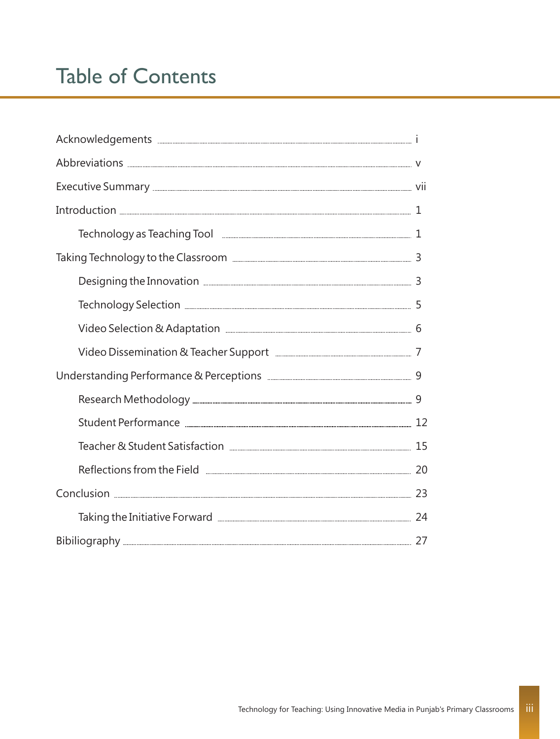# Table of Contents

| | |
|---|---|
| Acknowledgements | i |
| Abbreviations | v |
| Executive Summary | vii |
| Introduction | 1 |
| &nbsp;&nbsp;&nbsp;&nbsp;Technology as Teaching Tool | 1 |
| Taking Technology to the Classroom | 3 |
| &nbsp;&nbsp;&nbsp;&nbsp;Designing the Innovation | 3 |
| &nbsp;&nbsp;&nbsp;&nbsp;Technology Selection | 5 |
| &nbsp;&nbsp;&nbsp;&nbsp;Video Selection & Adaptation | 6 |
| &nbsp;&nbsp;&nbsp;&nbsp;Video Dissemination & Teacher Support | 7 |
| Understanding Performance & Perceptions | 9 |
| &nbsp;&nbsp;&nbsp;&nbsp;Research Methodology | 9 |
| &nbsp;&nbsp;&nbsp;&nbsp;Student Performance | 12 |
| &nbsp;&nbsp;&nbsp;&nbsp;Teacher & Student Satisfaction | 15 |
| &nbsp;&nbsp;&nbsp;&nbsp;Reflections from the Field | 20 |
| Conclusion | 23 |
| &nbsp;&nbsp;&nbsp;&nbsp;Taking the Initiative Forward | 24 |
| Bibiliography | 27 |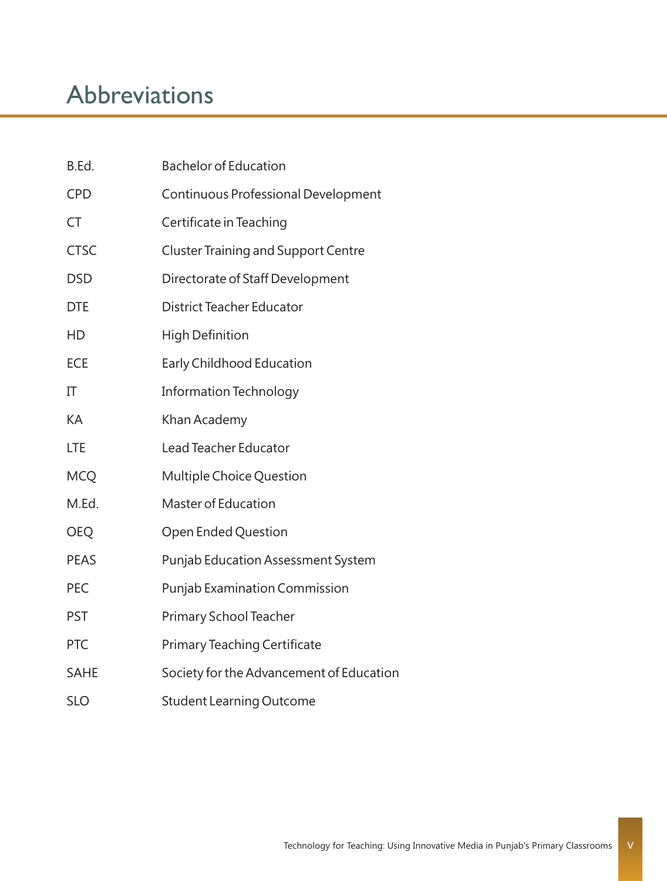# Abbreviations

| | |
|---|---|
| B.Ed. | Bachelor of Education |
| CPD | Continuous Professional Development |
| CT | Certificate in Teaching |
| CTSC | Cluster Training and Support Centre |
| DSD | Directorate of Staff Development |
| DTE | District Teacher Educator |
| HD | High Definition |
| ECE | Early Childhood Education |
| IT | Information Technology |
| KA | Khan Academy |
| LTE | Lead Teacher Educator |
| MCQ | Multiple Choice Question |
| M.Ed. | Master of Education |
| OEQ | Open Ended Question |
| PEAS | Punjab Education Assessment System |
| PEC | Punjab Examination Commission |
| PST | Primary School Teacher |
| PTC | Primary Teaching Certificate |
| SAHE | Society for the Advancement of Education |
| SLO | Student Learning Outcome |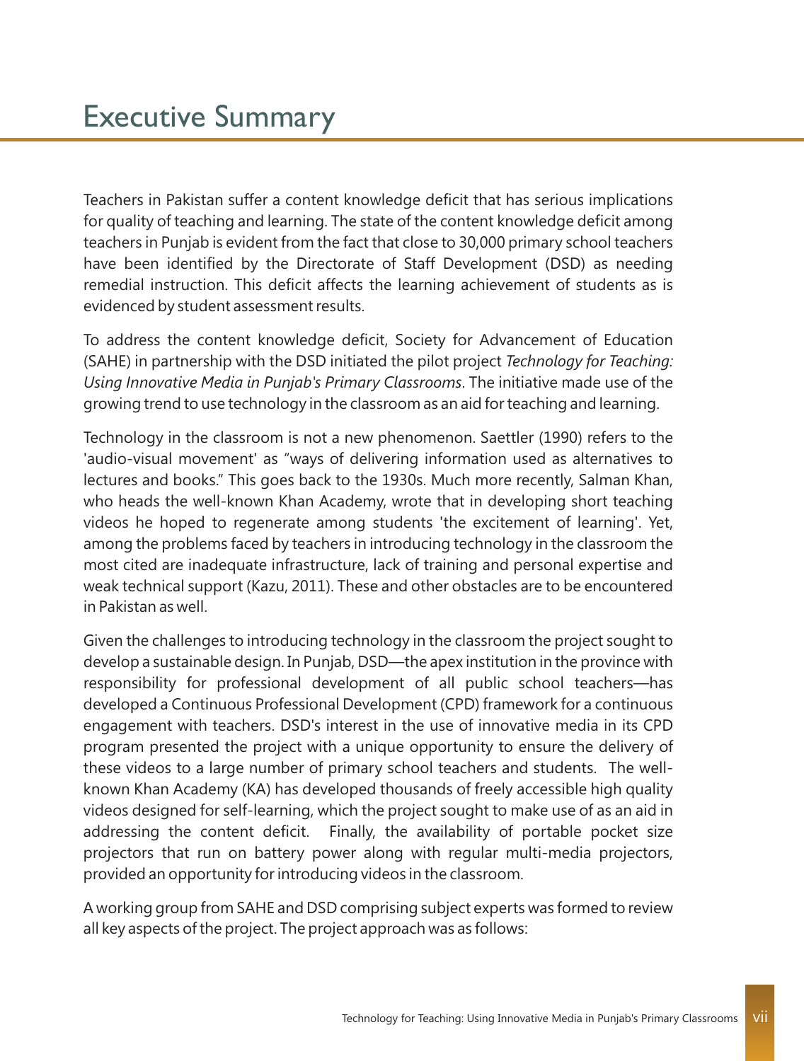# Executive Summary

Teachers in Pakistan suffer a content knowledge deficit that has serious implications for quality of teaching and learning. The state of the content knowledge deficit among teachers in Punjab is evident from the fact that close to 30,000 primary school teachers have been identified by the Directorate of Staff Development (DSD) as needing remedial instruction. This deficit affects the learning achievement of students as is evidenced by student assessment results.

To address the content knowledge deficit, Society for Advancement of Education (SAHE) in partnership with the DSD initiated the pilot project *Technology for Teaching: Using Innovative Media in Punjab's Primary Classrooms*. The initiative made use of the growing trend to use technology in the classroom as an aid for teaching and learning.

Technology in the classroom is not a new phenomenon. Saettler (1990) refers to the 'audio-visual movement' as "ways of delivering information used as alternatives to lectures and books." This goes back to the 1930s. Much more recently, Salman Khan, who heads the well-known Khan Academy, wrote that in developing short teaching videos he hoped to regenerate among students 'the excitement of learning'. Yet, among the problems faced by teachers in introducing technology in the classroom the most cited are inadequate infrastructure, lack of training and personal expertise and weak technical support (Kazu, 2011). These and other obstacles are to be encountered in Pakistan as well.

Given the challenges to introducing technology in the classroom the project sought to develop a sustainable design. In Punjab, DSD—the apex institution in the province with responsibility for professional development of all public school teachers—has developed a Continuous Professional Development (CPD) framework for a continuous engagement with teachers. DSD's interest in the use of innovative media in its CPD program presented the project with a unique opportunity to ensure the delivery of these videos to a large number of primary school teachers and students. The well-known Khan Academy (KA) has developed thousands of freely accessible high quality videos designed for self-learning, which the project sought to make use of as an aid in addressing the content deficit. Finally, the availability of portable pocket size projectors that run on battery power along with regular multi-media projectors, provided an opportunity for introducing videos in the classroom.

A working group from SAHE and DSD comprising subject experts was formed to review all key aspects of the project. The project approach was as follows: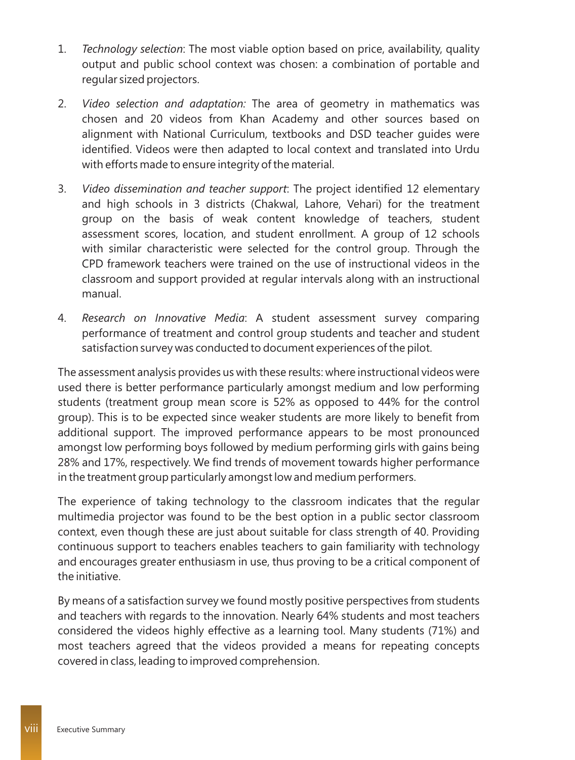1. *Technology selection*: The most viable option based on price, availability, quality output and public school context was chosen: a combination of portable and regular sized projectors.

2. *Video selection and adaptation:* The area of geometry in mathematics was chosen and 20 videos from Khan Academy and other sources based on alignment with National Curriculum, textbooks and DSD teacher guides were identified. Videos were then adapted to local context and translated into Urdu with efforts made to ensure integrity of the material.

3. *Video dissemination and teacher support*: The project identified 12 elementary and high schools in 3 districts (Chakwal, Lahore, Vehari) for the treatment group on the basis of weak content knowledge of teachers, student assessment scores, location, and student enrollment. A group of 12 schools with similar characteristic were selected for the control group. Through the CPD framework teachers were trained on the use of instructional videos in the classroom and support provided at regular intervals along with an instructional manual.

4. *Research on Innovative Media*: A student assessment survey comparing performance of treatment and control group students and teacher and student satisfaction survey was conducted to document experiences of the pilot.

The assessment analysis provides us with these results: where instructional videos were used there is better performance particularly amongst medium and low performing students (treatment group mean score is 52% as opposed to 44% for the control group). This is to be expected since weaker students are more likely to benefit from additional support. The improved performance appears to be most pronounced amongst low performing boys followed by medium performing girls with gains being 28% and 17%, respectively. We find trends of movement towards higher performance in the treatment group particularly amongst low and medium performers.

The experience of taking technology to the classroom indicates that the regular multimedia projector was found to be the best option in a public sector classroom context, even though these are just about suitable for class strength of 40. Providing continuous support to teachers enables teachers to gain familiarity with technology and encourages greater enthusiasm in use, thus proving to be a critical component of the initiative.

By means of a satisfaction survey we found mostly positive perspectives from students and teachers with regards to the innovation. Nearly 64% students and most teachers considered the videos highly effective as a learning tool. Many students (71%) and most teachers agreed that the videos provided a means for repeating concepts covered in class, leading to improved comprehension.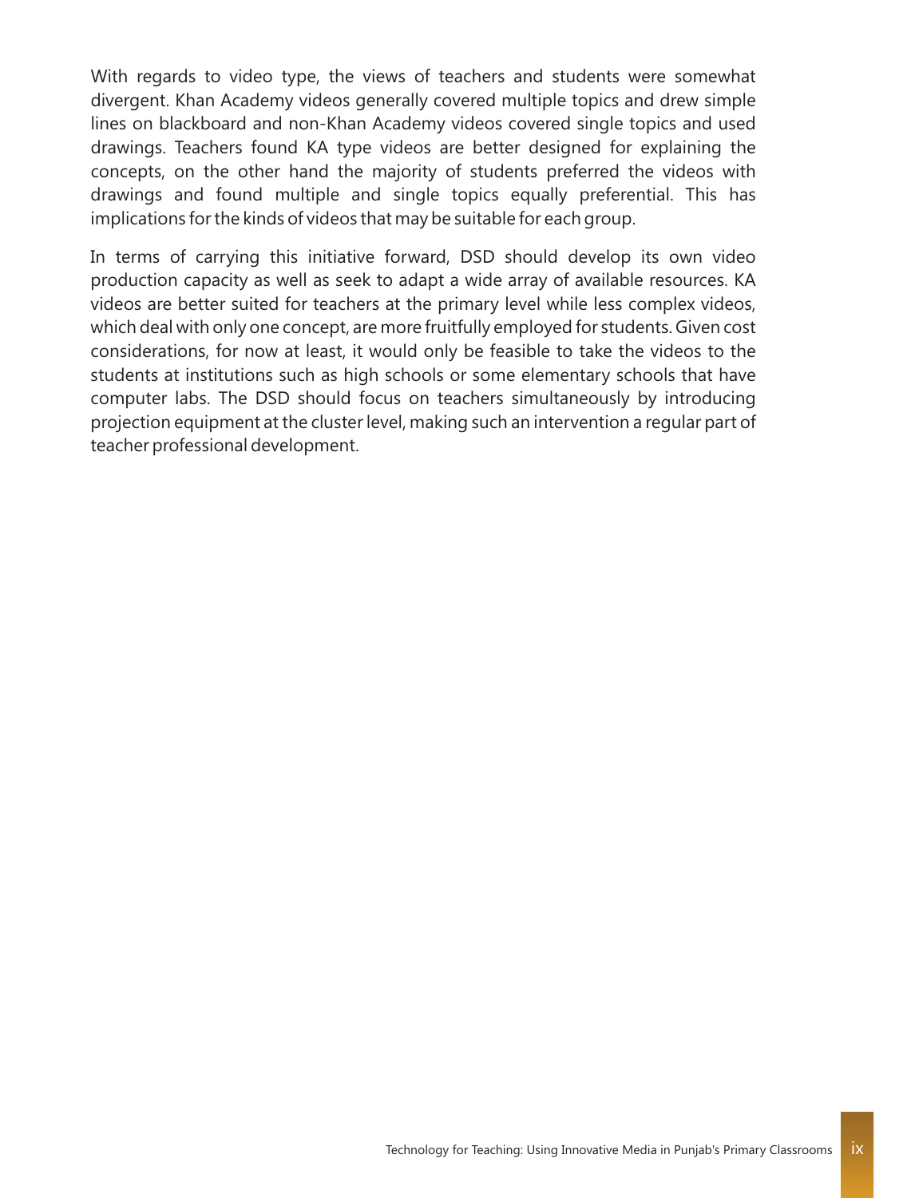With regards to video type, the views of teachers and students were somewhat divergent. Khan Academy videos generally covered multiple topics and drew simple lines on blackboard and non-Khan Academy videos covered single topics and used drawings. Teachers found KA type videos are better designed for explaining the concepts, on the other hand the majority of students preferred the videos with drawings and found multiple and single topics equally preferential. This has implications for the kinds of videos that may be suitable for each group.

In terms of carrying this initiative forward, DSD should develop its own video production capacity as well as seek to adapt a wide array of available resources. KA videos are better suited for teachers at the primary level while less complex videos, which deal with only one concept, are more fruitfully employed for students. Given cost considerations, for now at least, it would only be feasible to take the videos to the students at institutions such as high schools or some elementary schools that have computer labs. The DSD should focus on teachers simultaneously by introducing projection equipment at the cluster level, making such an intervention a regular part of teacher professional development.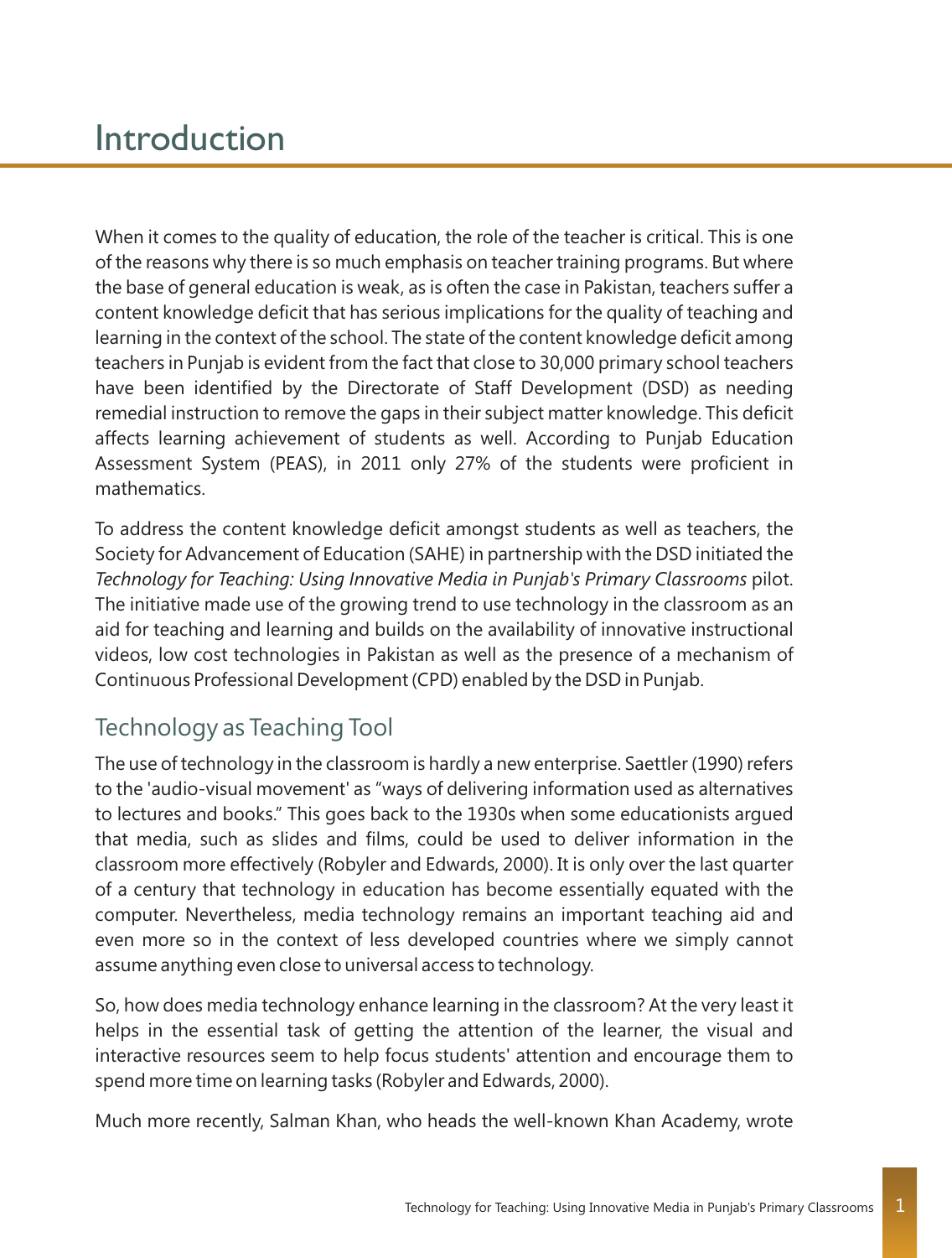# Introduction

When it comes to the quality of education, the role of the teacher is critical. This is one of the reasons why there is so much emphasis on teacher training programs. But where the base of general education is weak, as is often the case in Pakistan, teachers suffer a content knowledge deficit that has serious implications for the quality of teaching and learning in the context of the school. The state of the content knowledge deficit among teachers in Punjab is evident from the fact that close to 30,000 primary school teachers have been identified by the Directorate of Staff Development (DSD) as needing remedial instruction to remove the gaps in their subject matter knowledge. This deficit affects learning achievement of students as well. According to Punjab Education Assessment System (PEAS), in 2011 only 27% of the students were proficient in mathematics.

To address the content knowledge deficit amongst students as well as teachers, the Society for Advancement of Education (SAHE) in partnership with the DSD initiated the *Technology for Teaching: Using Innovative Media in Punjab's Primary Classrooms* pilot. The initiative made use of the growing trend to use technology in the classroom as an aid for teaching and learning and builds on the availability of innovative instructional videos, low cost technologies in Pakistan as well as the presence of a mechanism of Continuous Professional Development (CPD) enabled by the DSD in Punjab.

## Technology as Teaching Tool

The use of technology in the classroom is hardly a new enterprise. Saettler (1990) refers to the 'audio-visual movement' as "ways of delivering information used as alternatives to lectures and books." This goes back to the 1930s when some educationists argued that media, such as slides and films, could be used to deliver information in the classroom more effectively (Robyler and Edwards, 2000). It is only over the last quarter of a century that technology in education has become essentially equated with the computer. Nevertheless, media technology remains an important teaching aid and even more so in the context of less developed countries where we simply cannot assume anything even close to universal access to technology.

So, how does media technology enhance learning in the classroom? At the very least it helps in the essential task of getting the attention of the learner, the visual and interactive resources seem to help focus students' attention and encourage them to spend more time on learning tasks (Robyler and Edwards, 2000).

Much more recently, Salman Khan, who heads the well-known Khan Academy, wrote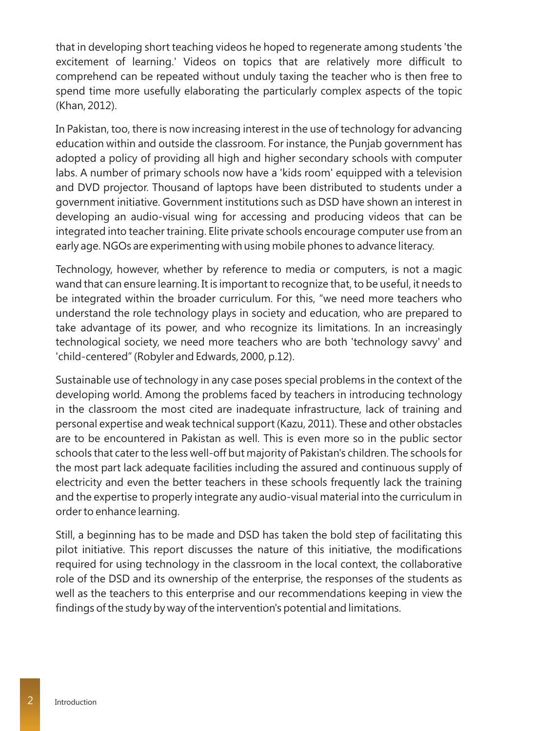that in developing short teaching videos he hoped to regenerate among students 'the excitement of learning.' Videos on topics that are relatively more difficult to comprehend can be repeated without unduly taxing the teacher who is then free to spend time more usefully elaborating the particularly complex aspects of the topic (Khan, 2012).

In Pakistan, too, there is now increasing interest in the use of technology for advancing education within and outside the classroom. For instance, the Punjab government has adopted a policy of providing all high and higher secondary schools with computer labs. A number of primary schools now have a 'kids room' equipped with a television and DVD projector. Thousand of laptops have been distributed to students under a government initiative. Government institutions such as DSD have shown an interest in developing an audio-visual wing for accessing and producing videos that can be integrated into teacher training. Elite private schools encourage computer use from an early age. NGOs are experimenting with using mobile phones to advance literacy.

Technology, however, whether by reference to media or computers, is not a magic wand that can ensure learning. It is important to recognize that, to be useful, it needs to be integrated within the broader curriculum. For this, "we need more teachers who understand the role technology plays in society and education, who are prepared to take advantage of its power, and who recognize its limitations. In an increasingly technological society, we need more teachers who are both 'technology savvy' and 'child-centered" (Robyler and Edwards, 2000, p.12).

Sustainable use of technology in any case poses special problems in the context of the developing world. Among the problems faced by teachers in introducing technology in the classroom the most cited are inadequate infrastructure, lack of training and personal expertise and weak technical support (Kazu, 2011). These and other obstacles are to be encountered in Pakistan as well. This is even more so in the public sector schools that cater to the less well-off but majority of Pakistan's children. The schools for the most part lack adequate facilities including the assured and continuous supply of electricity and even the better teachers in these schools frequently lack the training and the expertise to properly integrate any audio-visual material into the curriculum in order to enhance learning.

Still, a beginning has to be made and DSD has taken the bold step of facilitating this pilot initiative. This report discusses the nature of this initiative, the modifications required for using technology in the classroom in the local context, the collaborative role of the DSD and its ownership of the enterprise, the responses of the students as well as the teachers to this enterprise and our recommendations keeping in view the findings of the study by way of the intervention's potential and limitations.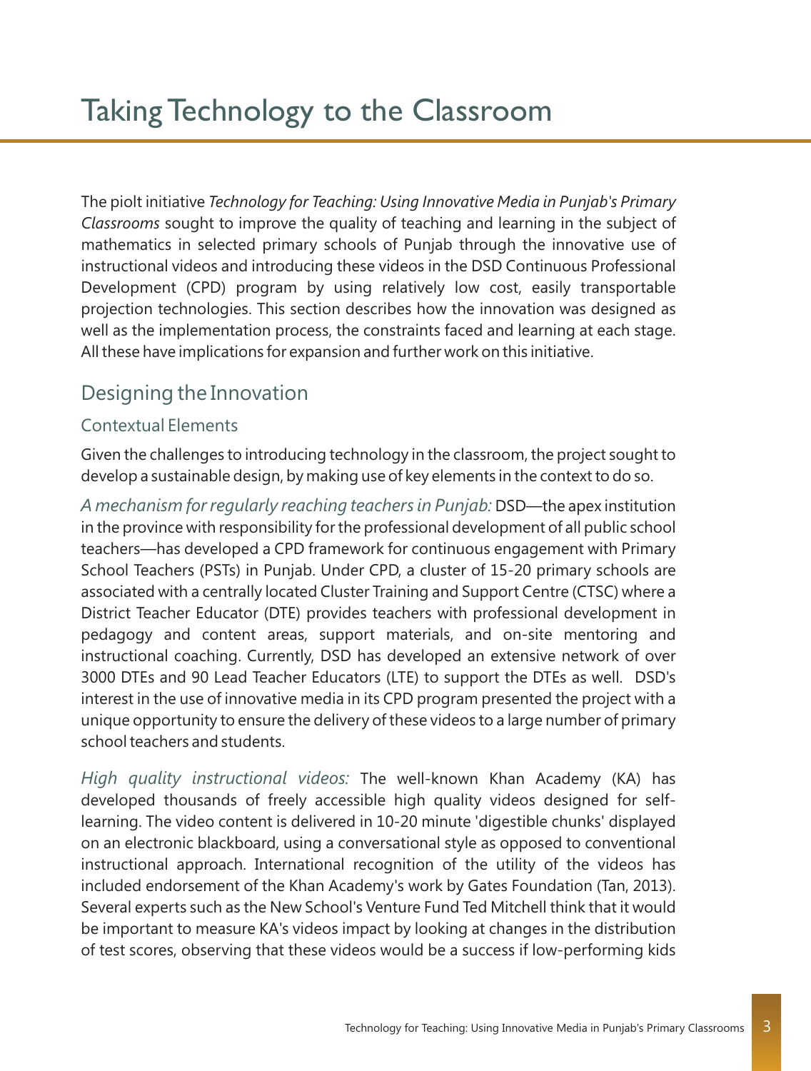# Taking Technology to the Classroom

The piolt initiative *Technology for Teaching: Using Innovative Media in Punjab's Primary Classrooms* sought to improve the quality of teaching and learning in the subject of mathematics in selected primary schools of Punjab through the innovative use of instructional videos and introducing these videos in the DSD Continuous Professional Development (CPD) program by using relatively low cost, easily transportable projection technologies. This section describes how the innovation was designed as well as the implementation process, the constraints faced and learning at each stage. All these have implications for expansion and further work on this initiative.

## Designing the Innovation

### Contextual Elements

Given the challenges to introducing technology in the classroom, the project sought to develop a sustainable design, by making use of key elements in the context to do so.

*A mechanism for regularly reaching teachers in Punjab:* DSD—the apex institution in the province with responsibility for the professional development of all public school teachers—has developed a CPD framework for continuous engagement with Primary School Teachers (PSTs) in Punjab. Under CPD, a cluster of 15-20 primary schools are associated with a centrally located Cluster Training and Support Centre (CTSC) where a District Teacher Educator (DTE) provides teachers with professional development in pedagogy and content areas, support materials, and on-site mentoring and instructional coaching. Currently, DSD has developed an extensive network of over 3000 DTEs and 90 Lead Teacher Educators (LTE) to support the DTEs as well. DSD's interest in the use of innovative media in its CPD program presented the project with a unique opportunity to ensure the delivery of these videos to a large number of primary school teachers and students.

*High quality instructional videos:* The well-known Khan Academy (KA) has developed thousands of freely accessible high quality videos designed for self-learning. The video content is delivered in 10-20 minute 'digestible chunks' displayed on an electronic blackboard, using a conversational style as opposed to conventional instructional approach. International recognition of the utility of the videos has included endorsement of the Khan Academy's work by Gates Foundation (Tan, 2013). Several experts such as the New School's Venture Fund Ted Mitchell think that it would be important to measure KA's videos impact by looking at changes in the distribution of test scores, observing that these videos would be a success if low-performing kids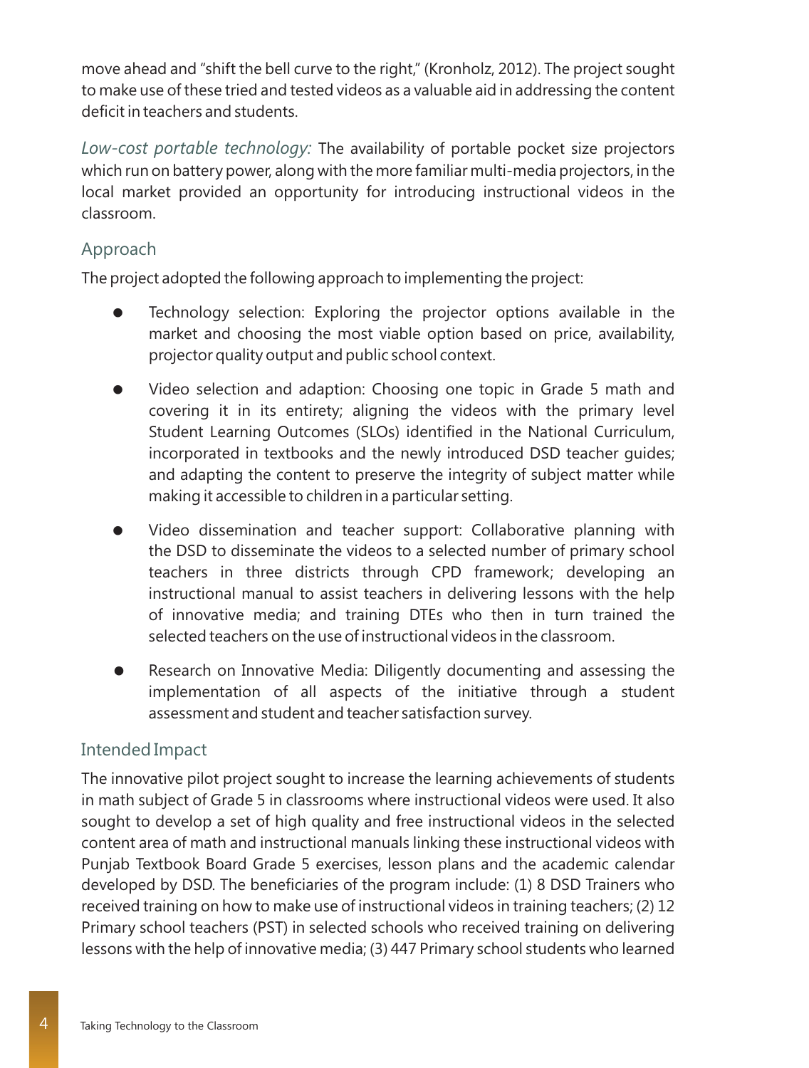move ahead and "shift the bell curve to the right," (Kronholz, 2012). The project sought to make use of these tried and tested videos as a valuable aid in addressing the content deficit in teachers and students.

*Low-cost portable technology:* The availability of portable pocket size projectors which run on battery power, along with the more familiar multi-media projectors, in the local market provided an opportunity for introducing instructional videos in the classroom.

## Approach

The project adopted the following approach to implementing the project:

- Technology selection: Exploring the projector options available in the market and choosing the most viable option based on price, availability, projector quality output and public school context.
- Video selection and adaption: Choosing one topic in Grade 5 math and covering it in its entirety; aligning the videos with the primary level Student Learning Outcomes (SLOs) identified in the National Curriculum, incorporated in textbooks and the newly introduced DSD teacher guides; and adapting the content to preserve the integrity of subject matter while making it accessible to children in a particular setting.
- Video dissemination and teacher support: Collaborative planning with the DSD to disseminate the videos to a selected number of primary school teachers in three districts through CPD framework; developing an instructional manual to assist teachers in delivering lessons with the help of innovative media; and training DTEs who then in turn trained the selected teachers on the use of instructional videos in the classroom.
- Research on Innovative Media: Diligently documenting and assessing the implementation of all aspects of the initiative through a student assessment and student and teacher satisfaction survey.

## Intended Impact

The innovative pilot project sought to increase the learning achievements of students in math subject of Grade 5 in classrooms where instructional videos were used. It also sought to develop a set of high quality and free instructional videos in the selected content area of math and instructional manuals linking these instructional videos with Punjab Textbook Board Grade 5 exercises, lesson plans and the academic calendar developed by DSD. The beneficiaries of the program include: (1) 8 DSD Trainers who received training on how to make use of instructional videos in training teachers; (2) 12 Primary school teachers (PST) in selected schools who received training on delivering lessons with the help of innovative media; (3) 447 Primary school students who learned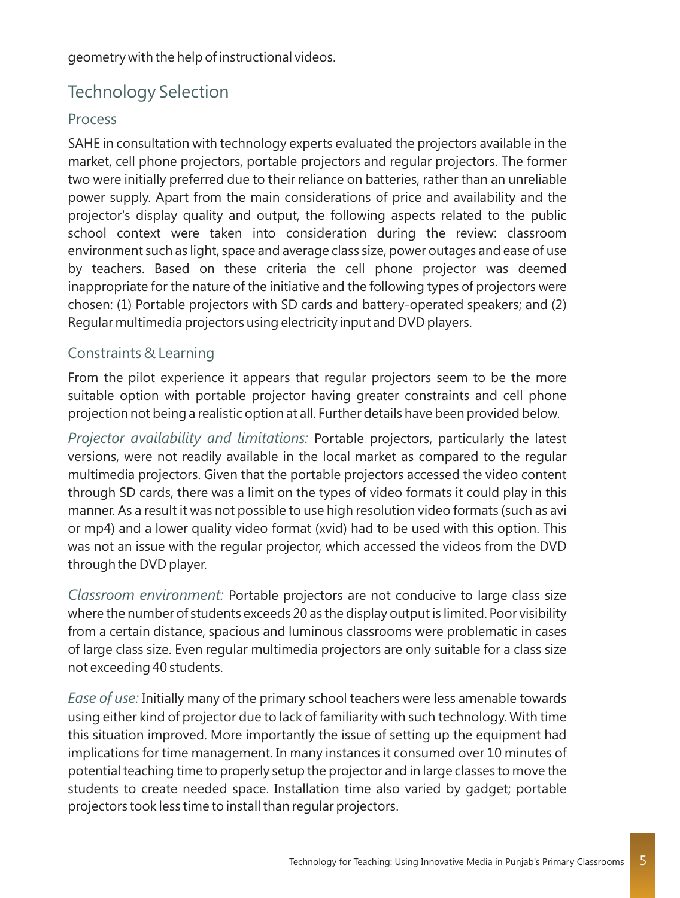geometry with the help of instructional videos.

## Technology Selection

### Process

SAHE in consultation with technology experts evaluated the projectors available in the market, cell phone projectors, portable projectors and regular projectors. The former two were initially preferred due to their reliance on batteries, rather than an unreliable power supply. Apart from the main considerations of price and availability and the projector's display quality and output, the following aspects related to the public school context were taken into consideration during the review: classroom environment such as light, space and average class size, power outages and ease of use by teachers. Based on these criteria the cell phone projector was deemed inappropriate for the nature of the initiative and the following types of projectors were chosen: (1) Portable projectors with SD cards and battery-operated speakers; and (2) Regular multimedia projectors using electricity input and DVD players.

### Constraints & Learning

From the pilot experience it appears that regular projectors seem to be the more suitable option with portable projector having greater constraints and cell phone projection not being a realistic option at all. Further details have been provided below.

*Projector availability and limitations:* Portable projectors, particularly the latest versions, were not readily available in the local market as compared to the regular multimedia projectors. Given that the portable projectors accessed the video content through SD cards, there was a limit on the types of video formats it could play in this manner. As a result it was not possible to use high resolution video formats (such as avi or mp4) and a lower quality video format (xvid) had to be used with this option. This was not an issue with the regular projector, which accessed the videos from the DVD through the DVD player.

*Classroom environment:* Portable projectors are not conducive to large class size where the number of students exceeds 20 as the display output is limited. Poor visibility from a certain distance, spacious and luminous classrooms were problematic in cases of large class size. Even regular multimedia projectors are only suitable for a class size not exceeding 40 students.

*Ease of use:* Initially many of the primary school teachers were less amenable towards using either kind of projector due to lack of familiarity with such technology. With time this situation improved. More importantly the issue of setting up the equipment had implications for time management. In many instances it consumed over 10 minutes of potential teaching time to properly setup the projector and in large classes to move the students to create needed space. Installation time also varied by gadget; portable projectors took less time to install than regular projectors.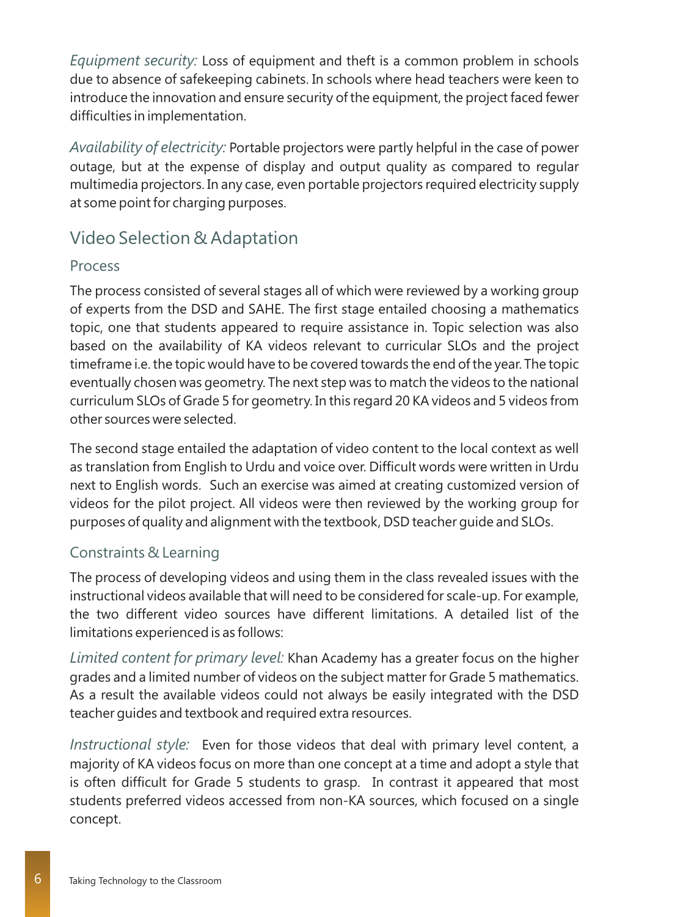*Equipment security:* Loss of equipment and theft is a common problem in schools due to absence of safekeeping cabinets. In schools where head teachers were keen to introduce the innovation and ensure security of the equipment, the project faced fewer difficulties in implementation.

*Availability of electricity:* Portable projectors were partly helpful in the case of power outage, but at the expense of display and output quality as compared to regular multimedia projectors. In any case, even portable projectors required electricity supply at some point for charging purposes.

## Video Selection & Adaptation

### Process

The process consisted of several stages all of which were reviewed by a working group of experts from the DSD and SAHE. The first stage entailed choosing a mathematics topic, one that students appeared to require assistance in. Topic selection was also based on the availability of KA videos relevant to curricular SLOs and the project timeframe i.e. the topic would have to be covered towards the end of the year. The topic eventually chosen was geometry. The next step was to match the videos to the national curriculum SLOs of Grade 5 for geometry. In this regard 20 KA videos and 5 videos from other sources were selected.

The second stage entailed the adaptation of video content to the local context as well as translation from English to Urdu and voice over. Difficult words were written in Urdu next to English words. Such an exercise was aimed at creating customized version of videos for the pilot project. All videos were then reviewed by the working group for purposes of quality and alignment with the textbook, DSD teacher guide and SLOs.

### Constraints & Learning

The process of developing videos and using them in the class revealed issues with the instructional videos available that will need to be considered for scale-up. For example, the two different video sources have different limitations. A detailed list of the limitations experienced is as follows:

*Limited content for primary level:* Khan Academy has a greater focus on the higher grades and a limited number of videos on the subject matter for Grade 5 mathematics. As a result the available videos could not always be easily integrated with the DSD teacher guides and textbook and required extra resources.

*Instructional style:* Even for those videos that deal with primary level content, a majority of KA videos focus on more than one concept at a time and adopt a style that is often difficult for Grade 5 students to grasp. In contrast it appeared that most students preferred videos accessed from non-KA sources, which focused on a single concept.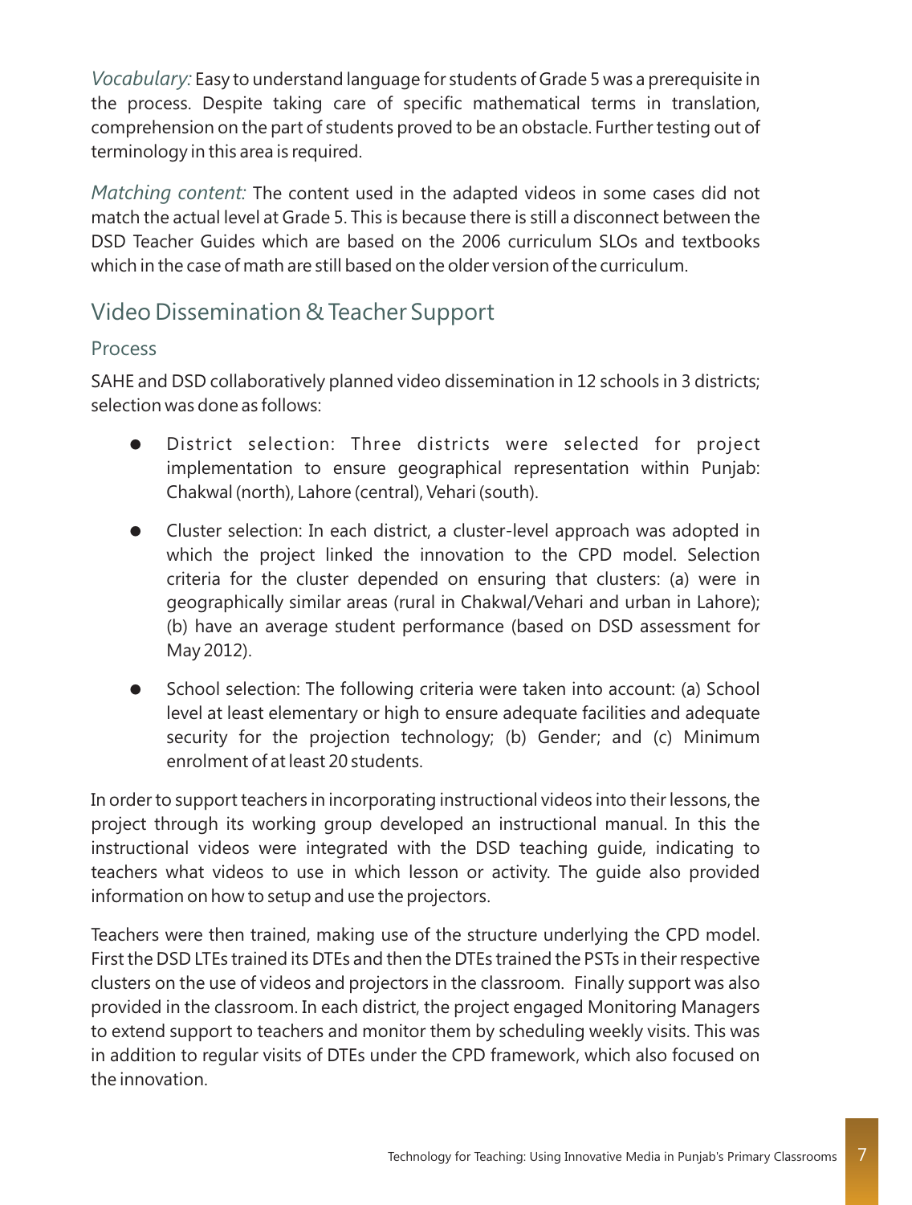*Vocabulary:* Easy to understand language for students of Grade 5 was a prerequisite in the process. Despite taking care of specific mathematical terms in translation, comprehension on the part of students proved to be an obstacle. Further testing out of terminology in this area is required.

*Matching content:* The content used in the adapted videos in some cases did not match the actual level at Grade 5. This is because there is still a disconnect between the DSD Teacher Guides which are based on the 2006 curriculum SLOs and textbooks which in the case of math are still based on the older version of the curriculum.

## Video Dissemination & Teacher Support

### Process

SAHE and DSD collaboratively planned video dissemination in 12 schools in 3 districts; selection was done as follows:

- District selection: Three districts were selected for project implementation to ensure geographical representation within Punjab: Chakwal (north), Lahore (central), Vehari (south).
- Cluster selection: In each district, a cluster-level approach was adopted in which the project linked the innovation to the CPD model. Selection criteria for the cluster depended on ensuring that clusters: (a) were in geographically similar areas (rural in Chakwal/Vehari and urban in Lahore); (b) have an average student performance (based on DSD assessment for May 2012).
- School selection: The following criteria were taken into account: (a) School level at least elementary or high to ensure adequate facilities and adequate security for the projection technology; (b) Gender; and (c) Minimum enrolment of at least 20 students.

In order to support teachers in incorporating instructional videos into their lessons, the project through its working group developed an instructional manual. In this the instructional videos were integrated with the DSD teaching guide, indicating to teachers what videos to use in which lesson or activity. The guide also provided information on how to setup and use the projectors.

Teachers were then trained, making use of the structure underlying the CPD model. First the DSD LTEs trained its DTEs and then the DTEs trained the PSTs in their respective clusters on the use of videos and projectors in the classroom. Finally support was also provided in the classroom. In each district, the project engaged Monitoring Managers to extend support to teachers and monitor them by scheduling weekly visits. This was in addition to regular visits of DTEs under the CPD framework, which also focused on the innovation.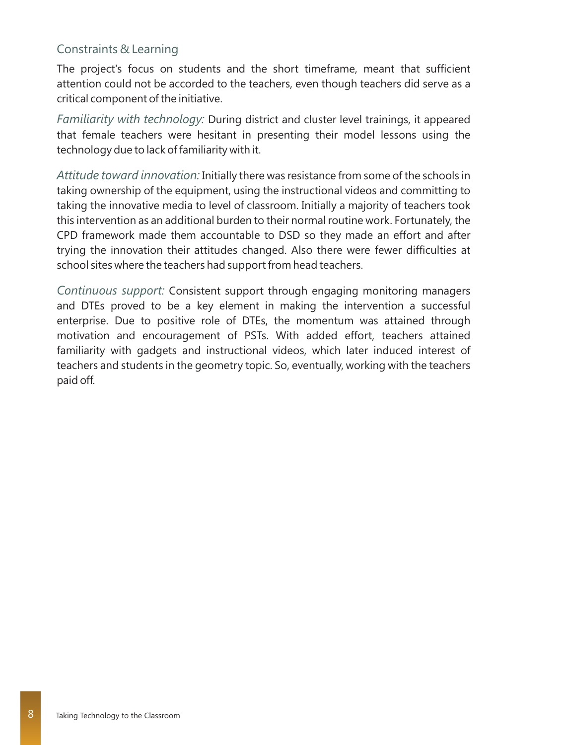## Constraints & Learning

The project's focus on students and the short timeframe, meant that sufficient attention could not be accorded to the teachers, even though teachers did serve as a critical component of the initiative.

*Familiarity with technology:* During district and cluster level trainings, it appeared that female teachers were hesitant in presenting their model lessons using the technology due to lack of familiarity with it.

*Attitude toward innovation:* Initially there was resistance from some of the schools in taking ownership of the equipment, using the instructional videos and committing to taking the innovative media to level of classroom. Initially a majority of teachers took this intervention as an additional burden to their normal routine work. Fortunately, the CPD framework made them accountable to DSD so they made an effort and after trying the innovation their attitudes changed. Also there were fewer difficulties at school sites where the teachers had support from head teachers.

*Continuous support:* Consistent support through engaging monitoring managers and DTEs proved to be a key element in making the intervention a successful enterprise. Due to positive role of DTEs, the momentum was attained through motivation and encouragement of PSTs. With added effort, teachers attained familiarity with gadgets and instructional videos, which later induced interest of teachers and students in the geometry topic. So, eventually, working with the teachers paid off.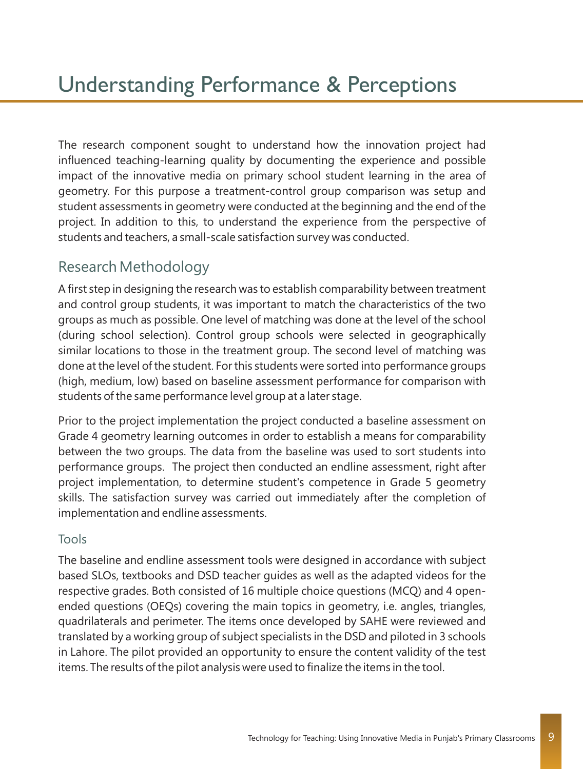# Understanding Performance & Perceptions

The research component sought to understand how the innovation project had influenced teaching-learning quality by documenting the experience and possible impact of the innovative media on primary school student learning in the area of geometry. For this purpose a treatment-control group comparison was setup and student assessments in geometry were conducted at the beginning and the end of the project. In addition to this, to understand the experience from the perspective of students and teachers, a small-scale satisfaction survey was conducted.

## Research Methodology

A first step in designing the research was to establish comparability between treatment and control group students, it was important to match the characteristics of the two groups as much as possible. One level of matching was done at the level of the school (during school selection). Control group schools were selected in geographically similar locations to those in the treatment group. The second level of matching was done at the level of the student. For this students were sorted into performance groups (high, medium, low) based on baseline assessment performance for comparison with students of the same performance level group at a later stage.

Prior to the project implementation the project conducted a baseline assessment on Grade 4 geometry learning outcomes in order to establish a means for comparability between the two groups. The data from the baseline was used to sort students into performance groups. The project then conducted an endline assessment, right after project implementation, to determine student's competence in Grade 5 geometry skills. The satisfaction survey was carried out immediately after the completion of implementation and endline assessments.

### Tools

The baseline and endline assessment tools were designed in accordance with subject based SLOs, textbooks and DSD teacher guides as well as the adapted videos for the respective grades. Both consisted of 16 multiple choice questions (MCQ) and 4 open-ended questions (OEQs) covering the main topics in geometry, i.e. angles, triangles, quadrilaterals and perimeter. The items once developed by SAHE were reviewed and translated by a working group of subject specialists in the DSD and piloted in 3 schools in Lahore. The pilot provided an opportunity to ensure the content validity of the test items. The results of the pilot analysis were used to finalize the items in the tool.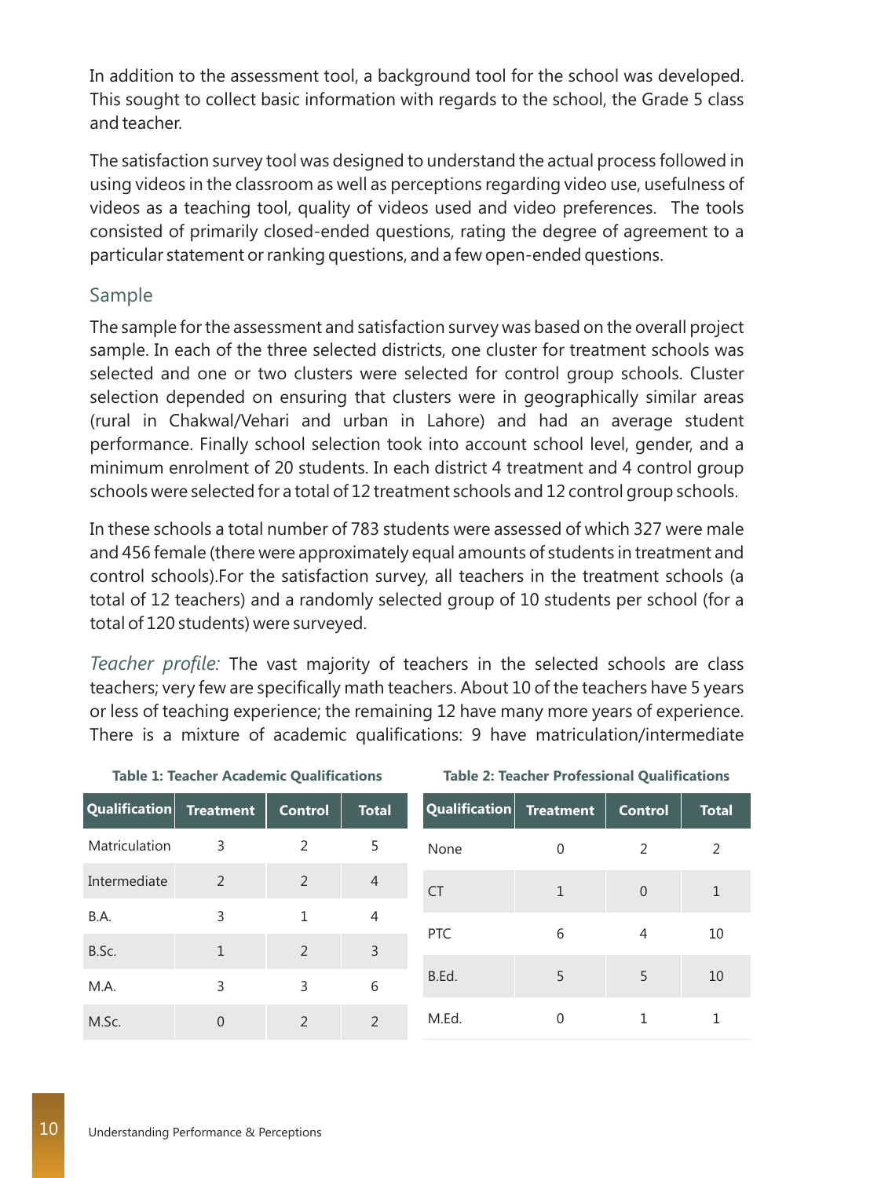In addition to the assessment tool, a background tool for the school was developed. This sought to collect basic information with regards to the school, the Grade 5 class and teacher.

The satisfaction survey tool was designed to understand the actual process followed in using videos in the classroom as well as perceptions regarding video use, usefulness of videos as a teaching tool, quality of videos used and video preferences. The tools consisted of primarily closed-ended questions, rating the degree of agreement to a particular statement or ranking questions, and a few open-ended questions.

## Sample

The sample for the assessment and satisfaction survey was based on the overall project sample. In each of the three selected districts, one cluster for treatment schools was selected and one or two clusters were selected for control group schools. Cluster selection depended on ensuring that clusters were in geographically similar areas (rural in Chakwal/Vehari and urban in Lahore) and had an average student performance. Finally school selection took into account school level, gender, and a minimum enrolment of 20 students. In each district 4 treatment and 4 control group schools were selected for a total of 12 treatment schools and 12 control group schools.

In these schools a total number of 783 students were assessed of which 327 were male and 456 female (there were approximately equal amounts of students in treatment and control schools).For the satisfaction survey, all teachers in the treatment schools (a total of 12 teachers) and a randomly selected group of 10 students per school (for a total of 120 students) were surveyed.

*Teacher profile:* The vast majority of teachers in the selected schools are class teachers; very few are specifically math teachers. About 10 of the teachers have 5 years or less of teaching experience; the remaining 12 have many more years of experience. There is a mixture of academic qualifications: 9 have matriculation/intermediate

**Table 1: Teacher Academic Qualifications**

| Qualification | Treatment | Control | Total |
|---|---|---|---|
| Matriculation | 3 | 2 | 5 |
| Intermediate | 2 | 2 | 4 |
| B.A. | 3 | 1 | 4 |
| B.Sc. | 1 | 2 | 3 |
| M.A. | 3 | 3 | 6 |
| M.Sc. | 0 | 2 | 2 |

**Table 2: Teacher Professional Qualifications**

| Qualification | Treatment | Control | Total |
|---|---|---|---|
| None | 0 | 2 | 2 |
| CT | 1 | 0 | 1 |
| PTC | 6 | 4 | 10 |
| B.Ed. | 5 | 5 | 10 |
| M.Ed. | 0 | 1 | 1 |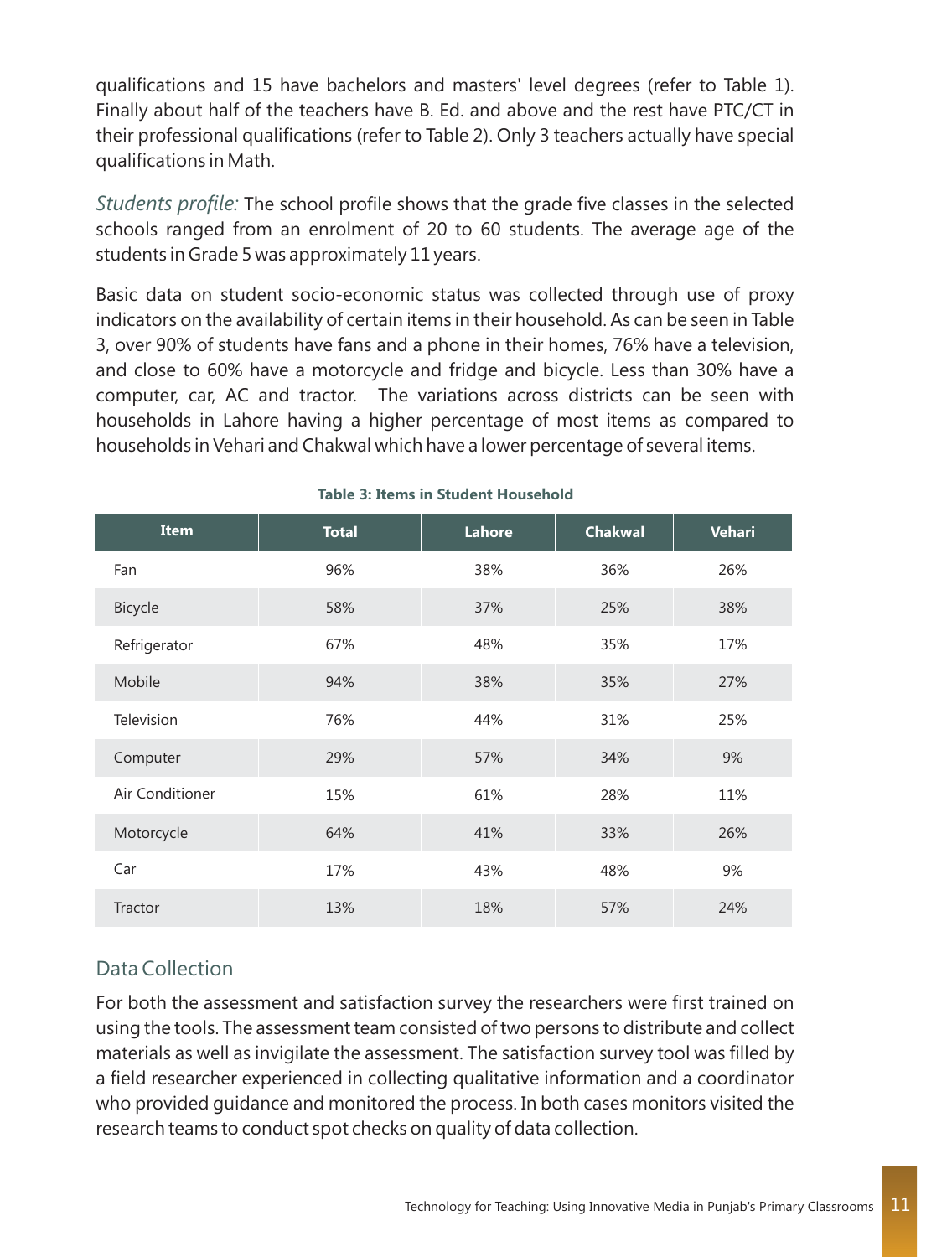qualifications and 15 have bachelors and masters' level degrees (refer to Table 1). Finally about half of the teachers have B. Ed. and above and the rest have PTC/CT in their professional qualifications (refer to Table 2). Only 3 teachers actually have special qualifications in Math.

*Students profile:* The school profile shows that the grade five classes in the selected schools ranged from an enrolment of 20 to 60 students. The average age of the students in Grade 5 was approximately 11 years.

Basic data on student socio-economic status was collected through use of proxy indicators on the availability of certain items in their household. As can be seen in Table 3, over 90% of students have fans and a phone in their homes, 76% have a television, and close to 60% have a motorcycle and fridge and bicycle. Less than 30% have a computer, car, AC and tractor. The variations across districts can be seen with households in Lahore having a higher percentage of most items as compared to households in Vehari and Chakwal which have a lower percentage of several items.

**Table 3: Items in Student Household**

| Item | Total | Lahore | Chakwal | Vehari |
|---|---|---|---|---|
| Fan | 96% | 38% | 36% | 26% |
| Bicycle | 58% | 37% | 25% | 38% |
| Refrigerator | 67% | 48% | 35% | 17% |
| Mobile | 94% | 38% | 35% | 27% |
| Television | 76% | 44% | 31% | 25% |
| Computer | 29% | 57% | 34% | 9% |
| Air Conditioner | 15% | 61% | 28% | 11% |
| Motorcycle | 64% | 41% | 33% | 26% |
| Car | 17% | 43% | 48% | 9% |
| Tractor | 13% | 18% | 57% | 24% |

## Data Collection

For both the assessment and satisfaction survey the researchers were first trained on using the tools. The assessment team consisted of two persons to distribute and collect materials as well as invigilate the assessment. The satisfaction survey tool was filled by a field researcher experienced in collecting qualitative information and a coordinator who provided guidance and monitored the process. In both cases monitors visited the research teams to conduct spot checks on quality of data collection.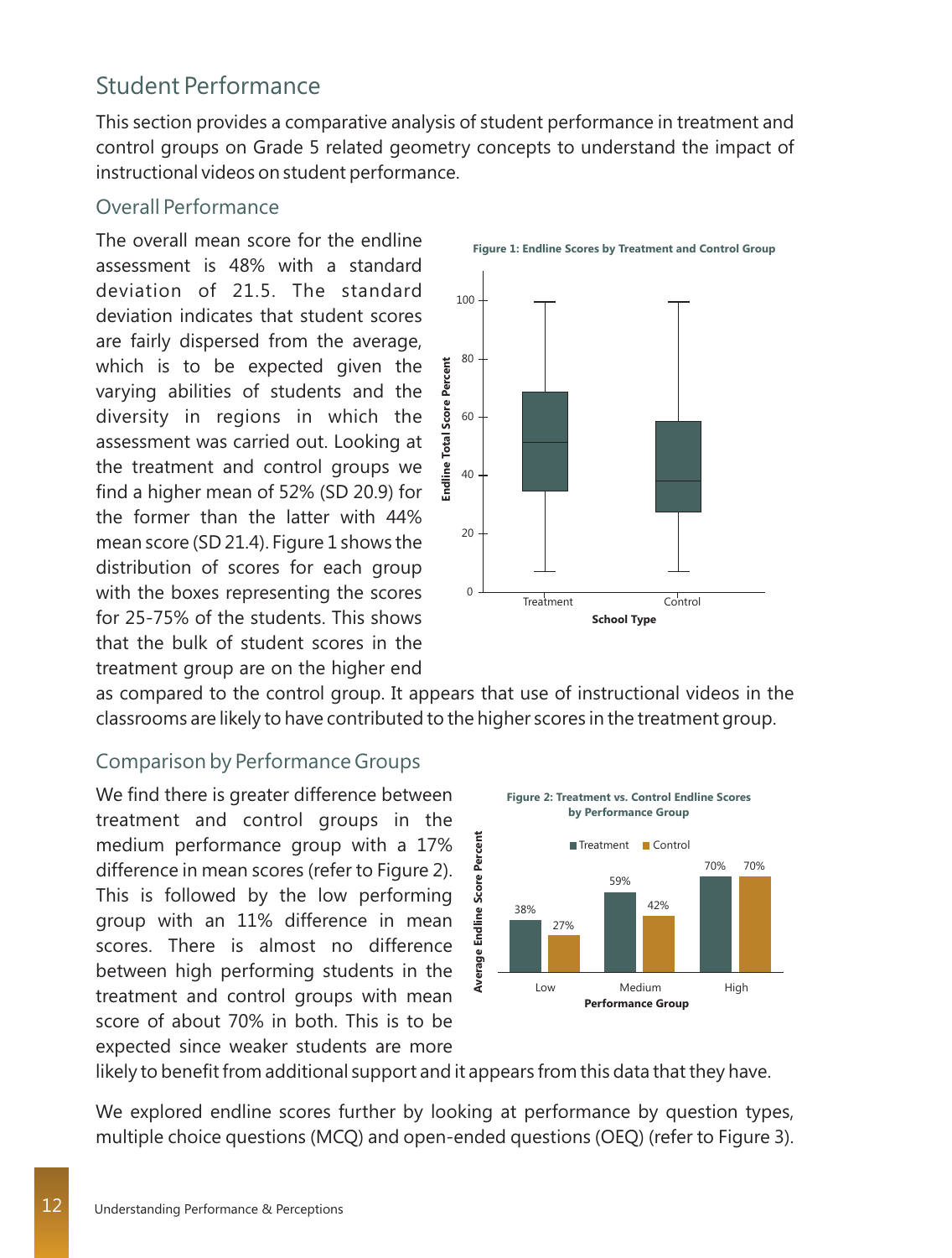## Student Performance

This section provides a comparative analysis of student performance in treatment and control groups on Grade 5 related geometry concepts to understand the impact of instructional videos on student performance.

### Overall Performance

The overall mean score for the endline assessment is 48% with a standard deviation of 21.5. The standard deviation indicates that student scores are fairly dispersed from the average, which is to be expected given the varying abilities of students and the diversity in regions in which the assessment was carried out. Looking at the treatment and control groups we find a higher mean of 52% (SD 20.9) for the former than the latter with 44% mean score (SD 21.4). Figure 1 shows the distribution of scores for each group with the boxes representing the scores for 25-75% of the students. This shows that the bulk of student scores in the treatment group are on the higher end as compared to the control group. It appears that use of instructional videos in the classrooms are likely to have contributed to the higher scores in the treatment group.

**Figure 1: Endline Scores by Treatment and Control Group**

### Comparison by Performance Groups

We find there is greater difference between treatment and control groups in the medium performance group with a 17% difference in mean scores (refer to Figure 2). This is followed by the low performing group with an 11% difference in mean scores. There is almost no difference between high performing students in the treatment and control groups with mean score of about 70% in both. This is to be expected since weaker students are more likely to benefit from additional support and it appears from this data that they have.

**Figure 2: Treatment vs. Control Endline Scores by Performance Group**

| Performance Group | Treatment | Control |
|---|---|---|
| Low | 38% | 27% |
| Medium | 59% | 42% |
| High | 70% | 70% |

We explored endline scores further by looking at performance by question types, multiple choice questions (MCQ) and open-ended questions (OEQ) (refer to Figure 3).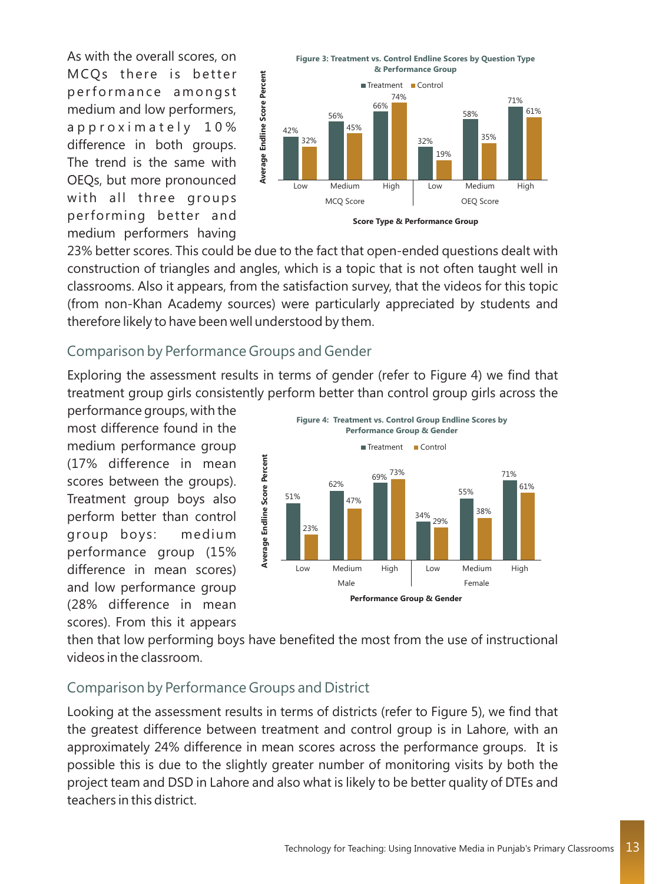As with the overall scores, on MCQs there is better performance amongst medium and low performers, approximately 10% difference in both groups. The trend is the same with OEQs, but more pronounced with all three groups performing better and medium performers having 23% better scores. This could be due to the fact that open-ended questions dealt with construction of triangles and angles, which is a topic that is not often taught well in classrooms. Also it appears, from the satisfaction survey, that the videos for this topic (from non-Khan Academy sources) were particularly appreciated by students and therefore likely to have been well understood by them.

**Figure 3: Treatment vs. Control Endline Scores by Question Type & Performance Group**

| Score Type | Performance Group | Treatment | Control |
|---|---|---|---|
| MCQ Score | Low | 42% | 32% |
| MCQ Score | Medium | 56% | 45% |
| MCQ Score | High | 66% | 74% |
| OEQ Score | Low | 32% | 19% |
| OEQ Score | Medium | 58% | 35% |
| OEQ Score | High | 71% | 61% |

## Comparison by Performance Groups and Gender

Exploring the assessment results in terms of gender (refer to Figure 4) we find that treatment group girls consistently perform better than control group girls across the performance groups, with the most difference found in the medium performance group (17% difference in mean scores between the groups). Treatment group boys also perform better than control group boys: medium performance group (15% difference in mean scores) and low performance group (28% difference in mean scores). From this it appears then that low performing boys have benefited the most from the use of instructional videos in the classroom.

**Figure 4: Treatment vs. Control Group Endline Scores by Performance Group & Gender**

| Gender | Performance Group | Treatment | Control |
|---|---|---|---|
| Male | Low | 51% | 23% |
| Male | Medium | 62% | 47% |
| Male | High | 69% | 73% |
| Female | Low | 34% | 29% |
| Female | Medium | 55% | 38% |
| Female | High | 71% | 61% |

## Comparison by Performance Groups and District

Looking at the assessment results in terms of districts (refer to Figure 5), we find that the greatest difference between treatment and control group is in Lahore, with an approximately 24% difference in mean scores across the performance groups. It is possible this is due to the slightly greater number of monitoring visits by both the project team and DSD in Lahore and also what is likely to be better quality of DTEs and teachers in this district.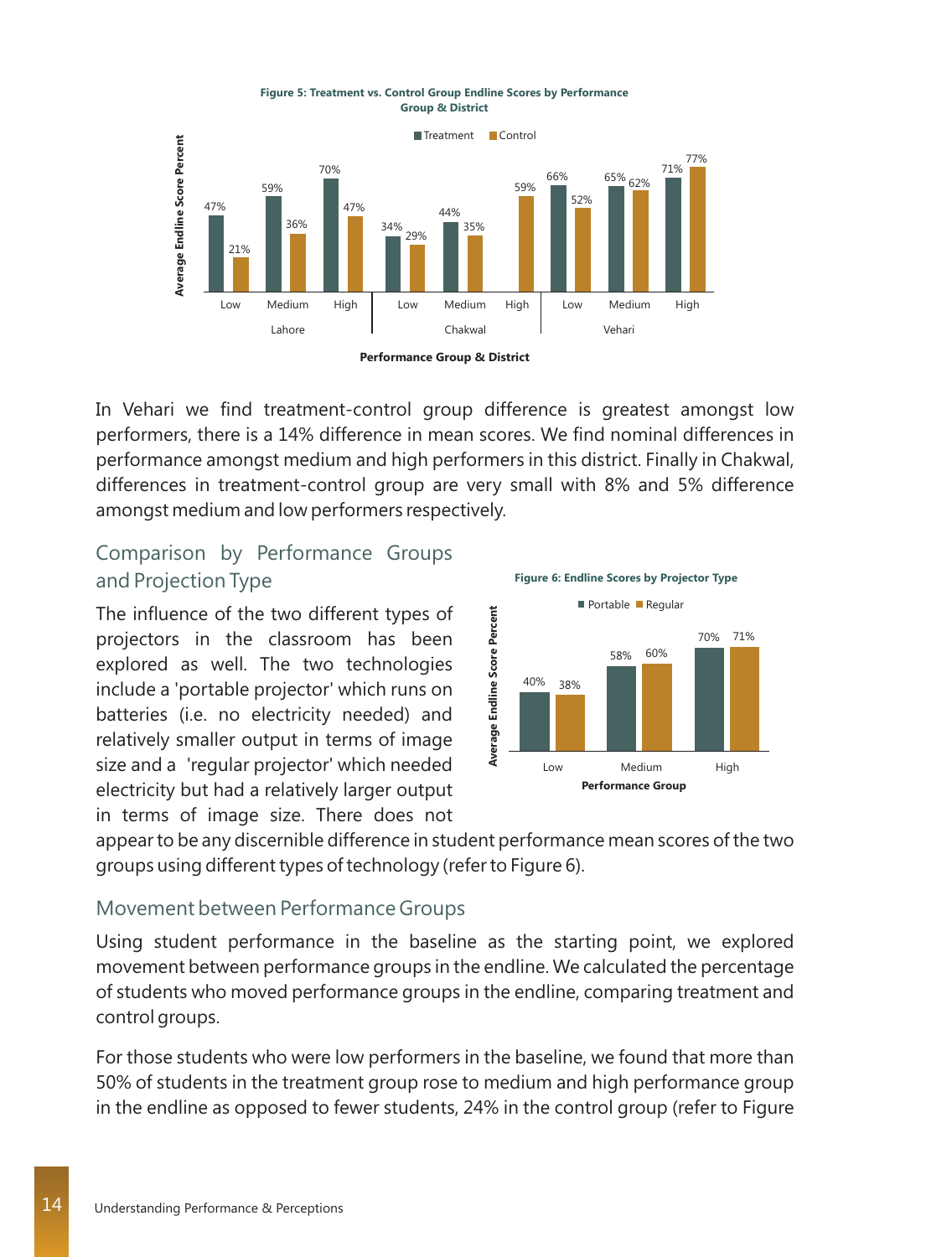**Figure 5: Treatment vs. Control Group Endline Scores by Performance Group & District**

| District | Performance Group | Treatment | Control |
|---|---|---|---|
| Lahore | Low | 47% | 21% |
| Lahore | Medium | 59% | 36% |
| Lahore | High | 70% | 47% |
| Chakwal | Low | 34% | 29% |
| Chakwal | Medium | 44% | 35% |
| Chakwal | High | | 59% |
| Vehari | Low | 66% | 52% |
| Vehari | Medium | 65% | 62% |
| Vehari | High | 71% | 77% |

In Vehari we find treatment-control group difference is greatest amongst low performers, there is a 14% difference in mean scores. We find nominal differences in performance amongst medium and high performers in this district. Finally in Chakwal, differences in treatment-control group are very small with 8% and 5% difference amongst medium and low performers respectively.

## Comparison by Performance Groups and Projection Type

The influence of the two different types of projectors in the classroom has been explored as well. The two technologies include a 'portable projector' which runs on batteries (i.e. no electricity needed) and relatively smaller output in terms of image size and a 'regular projector' which needed electricity but had a relatively larger output in terms of image size. There does not appear to be any discernible difference in student performance mean scores of the two groups using different types of technology (refer to Figure 6).

**Figure 6: Endline Scores by Projector Type**

| Performance Group | Portable | Regular |
|---|---|---|
| Low | 40% | 38% |
| Medium | 58% | 60% |
| High | 70% | 71% |

## Movement between Performance Groups

Using student performance in the baseline as the starting point, we explored movement between performance groups in the endline. We calculated the percentage of students who moved performance groups in the endline, comparing treatment and control groups.

For those students who were low performers in the baseline, we found that more than 50% of students in the treatment group rose to medium and high performance group in the endline as opposed to fewer students, 24% in the control group (refer to Figure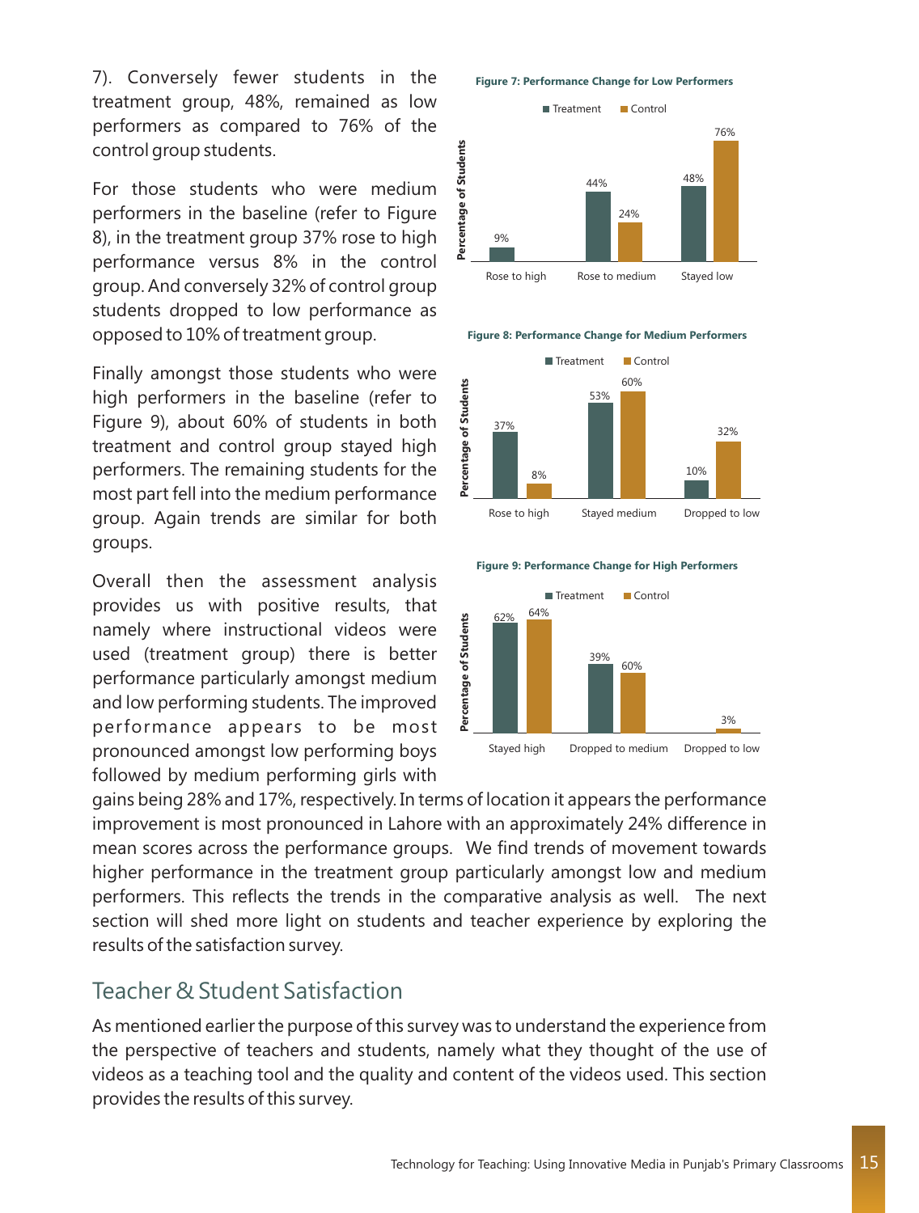7). Conversely fewer students in the treatment group, 48%, remained as low performers as compared to 76% of the control group students.

For those students who were medium performers in the baseline (refer to Figure 8), in the treatment group 37% rose to high performance versus 8% in the control group. And conversely 32% of control group students dropped to low performance as opposed to 10% of treatment group.

Finally amongst those students who were high performers in the baseline (refer to Figure 9), about 60% of students in both treatment and control group stayed high performers. The remaining students for the most part fell into the medium performance group. Again trends are similar for both groups.

Overall then the assessment analysis provides us with positive results, that namely where instructional videos were used (treatment group) there is better performance particularly amongst medium and low performing students. The improved performance appears to be most pronounced amongst low performing boys followed by medium performing girls with gains being 28% and 17%, respectively. In terms of location it appears the performance improvement is most pronounced in Lahore with an approximately 24% difference in mean scores across the performance groups. We find trends of movement towards higher performance in the treatment group particularly amongst low and medium performers. This reflects the trends in the comparative analysis as well. The next section will shed more light on students and teacher experience by exploring the results of the satisfaction survey.

**Figure 7: Performance Change for Low Performers**

| Percentage of Students | Treatment | Control |
|---|---|---|
| Rose to high | 9% | |
| Rose to medium | 44% | 24% |
| Stayed low | 48% | 76% |

**Figure 8: Performance Change for Medium Performers**

| Percentage of Students | Treatment | Control |
|---|---|---|
| Rose to high | 37% | 8% |
| Stayed medium | 53% | 60% |
| Dropped to low | 10% | 32% |

**Figure 9: Performance Change for High Performers**

| Percentage of Students | Treatment | Control |
|---|---|---|
| Stayed high | 62% | 64% |
| Dropped to medium | 39% | 60% |
| Dropped to low | | 3% |

## Teacher & Student Satisfaction

As mentioned earlier the purpose of this survey was to understand the experience from the perspective of teachers and students, namely what they thought of the use of videos as a teaching tool and the quality and content of the videos used. This section provides the results of this survey.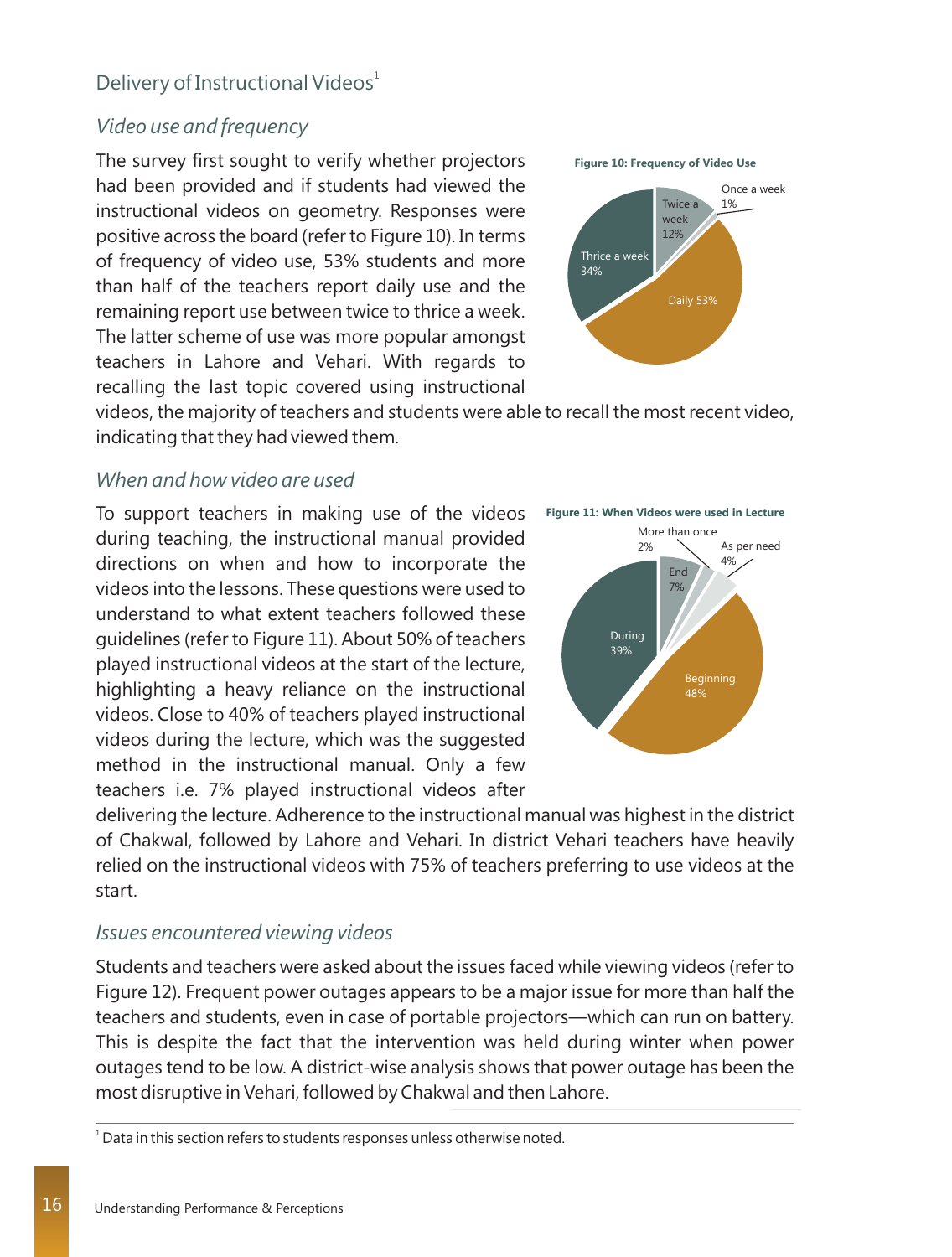## Delivery of Instructional Videos[1]

### *Video use and frequency*

The survey first sought to verify whether projectors had been provided and if students had viewed the instructional videos on geometry. Responses were positive across the board (refer to Figure 10). In terms of frequency of video use, 53% students and more than half of the teachers report daily use and the remaining report use between twice to thrice a week. The latter scheme of use was more popular amongst teachers in Lahore and Vehari. With regards to recalling the last topic covered using instructional videos, the majority of teachers and students were able to recall the most recent video, indicating that they had viewed them.

**Figure 10: Frequency of Video Use**

| Frequency | Share |
|---|---|
| Daily | 53% |
| Thrice a week | 34% |
| Twice a week | 12% |
| Once a week | 1% |

### *When and how video are used*

To support teachers in making use of the videos during teaching, the instructional manual provided directions on when and how to incorporate the videos into the lessons. These questions were used to understand to what extent teachers followed these guidelines (refer to Figure 11). About 50% of teachers played instructional videos at the start of the lecture, highlighting a heavy reliance on the instructional videos. Close to 40% of teachers played instructional videos during the lecture, which was the suggested method in the instructional manual. Only a few teachers i.e. 7% played instructional videos after delivering the lecture. Adherence to the instructional manual was highest in the district of Chakwal, followed by Lahore and Vehari. In district Vehari teachers have heavily relied on the instructional videos with 75% of teachers preferring to use videos at the start.

**Figure 11: When Videos were used in Lecture**

| When used | Share |
|---|---|
| Beginning | 48% |
| During | 39% |
| End | 7% |
| As per need | 4% |
| More than once | 2% |

### *Issues encountered viewing videos*

Students and teachers were asked about the issues faced while viewing videos (refer to Figure 12). Frequent power outages appears to be a major issue for more than half the teachers and students, even in case of portable projectors—which can run on battery. This is despite the fact that the intervention was held during winter when power outages tend to be low. A district-wise analysis shows that power outage has been the most disruptive in Vehari, followed by Chakwal and then Lahore.

---

[1] Data in this section refers to students responses unless otherwise noted.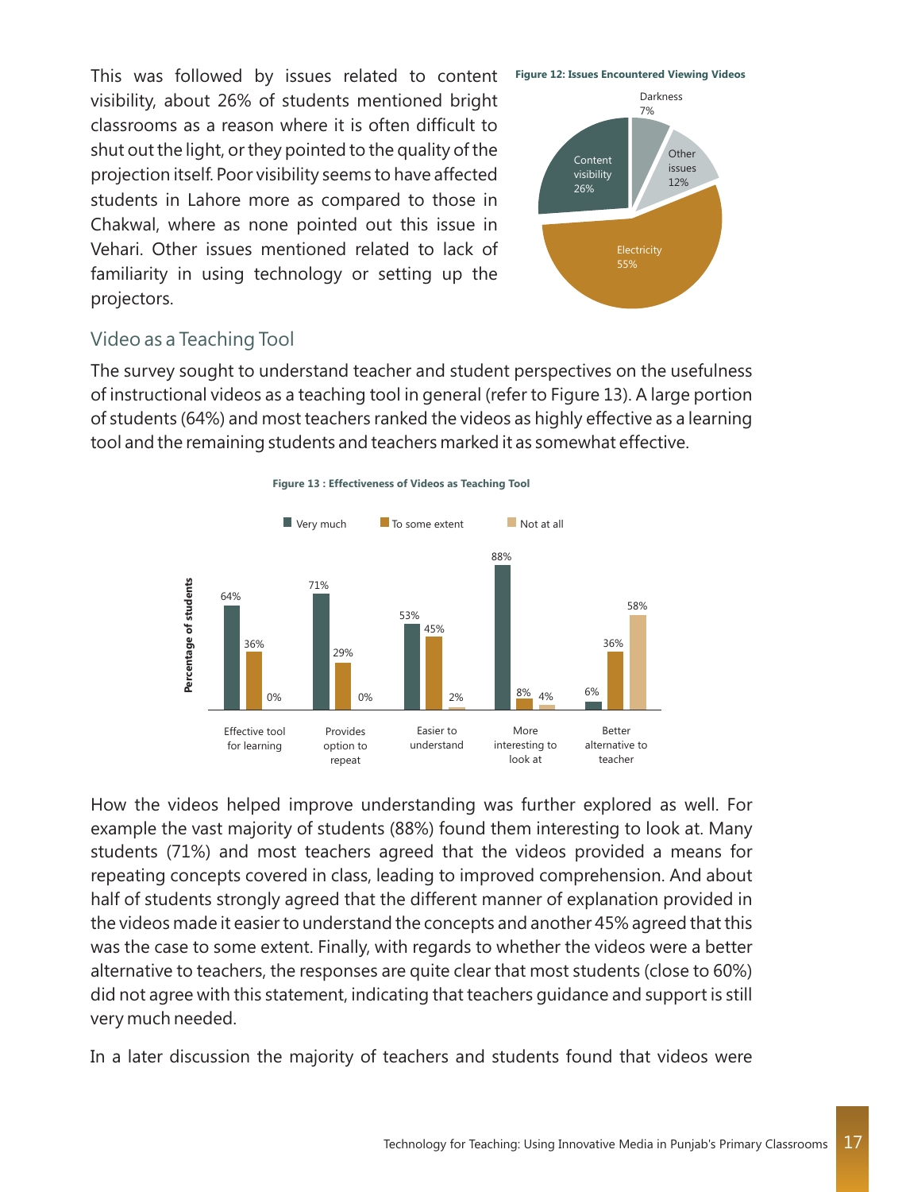This was followed by issues related to content visibility, about 26% of students mentioned bright classrooms as a reason where it is often difficult to shut out the light, or they pointed to the quality of the projection itself. Poor visibility seems to have affected students in Lahore more as compared to those in Chakwal, where as none pointed out this issue in Vehari. Other issues mentioned related to lack of familiarity in using technology or setting up the projectors.

**Figure 12: Issues Encountered Viewing Videos**

| Issue | Percentage |
| --- | --- |
| Electricity | 55% |
| Content visibility | 26% |
| Other issues | 12% |
| Darkness | 7% |

## Video as a Teaching Tool

The survey sought to understand teacher and student perspectives on the usefulness of instructional videos as a teaching tool in general (refer to Figure 13). A large portion of students (64%) and most teachers ranked the videos as highly effective as a learning tool and the remaining students and teachers marked it as somewhat effective.

**Figure 13 : Effectiveness of Videos as Teaching Tool**

| Percentage of students | Very much | To some extent | Not at all |
| --- | --- | --- | --- |
| Effective tool for learning | 64% | 36% | 0% |
| Provides option to repeat | 71% | 29% | 0% |
| Easier to understand | 53% | 45% | 2% |
| More interesting to look at | 88% | 8% | 4% |
| Better alternative to teacher | 6% | 36% | 58% |

How the videos helped improve understanding was further explored as well. For example the vast majority of students (88%) found them interesting to look at. Many students (71%) and most teachers agreed that the videos provided a means for repeating concepts covered in class, leading to improved comprehension. And about half of students strongly agreed that the different manner of explanation provided in the videos made it easier to understand the concepts and another 45% agreed that this was the case to some extent. Finally, with regards to whether the videos were a better alternative to teachers, the responses are quite clear that most students (close to 60%) did not agree with this statement, indicating that teachers guidance and support is still very much needed.

In a later discussion the majority of teachers and students found that videos were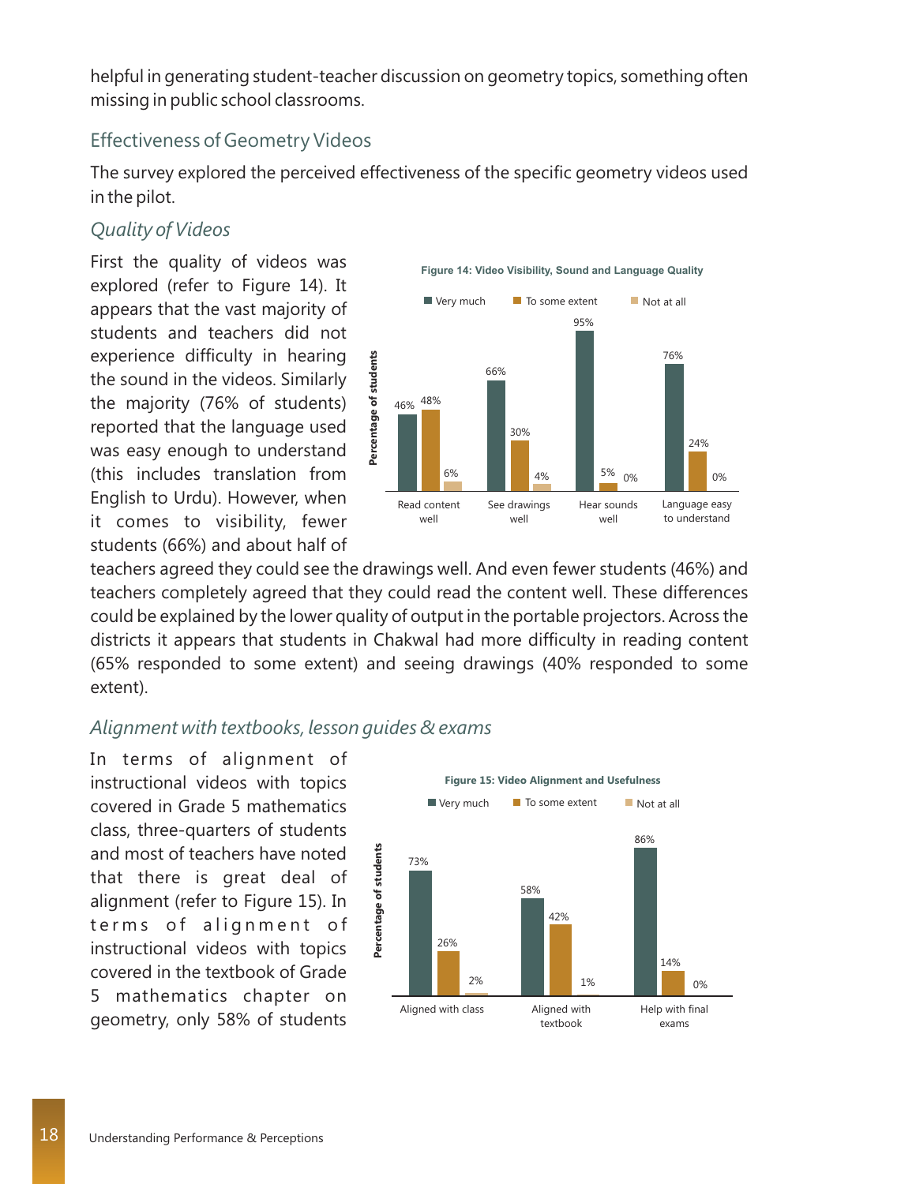helpful in generating student-teacher discussion on geometry topics, something often missing in public school classrooms.

## Effectiveness of Geometry Videos

The survey explored the perceived effectiveness of the specific geometry videos used in the pilot.

### *Quality of Videos*

First the quality of videos was explored (refer to Figure 14). It appears that the vast majority of students and teachers did not experience difficulty in hearing the sound in the videos. Similarly the majority (76% of students) reported that the language used was easy enough to understand (this includes translation from English to Urdu). However, when it comes to visibility, fewer students (66%) and about half of teachers agreed they could see the drawings well. And even fewer students (46%) and teachers completely agreed that they could read the content well. These differences could be explained by the lower quality of output in the portable projectors. Across the districts it appears that students in Chakwal had more difficulty in reading content (65% responded to some extent) and seeing drawings (40% responded to some extent).

**Figure 14: Video Visibility, Sound and Language Quality**

| Percentage of students | Very much | To some extent | Not at all |
|---|---|---|---|
| Read content well | 46% | 48% | 6% |
| See drawings well | 66% | 30% | 4% |
| Hear sounds well | 95% | 5% | 0% |
| Language easy to understand | 76% | 24% | 0% |

### *Alignment with textbooks, lesson guides & exams*

In terms of alignment of instructional videos with topics covered in Grade 5 mathematics class, three-quarters of students and most of teachers have noted that there is great deal of alignment (refer to Figure 15). In terms of alignment of instructional videos with topics covered in the textbook of Grade 5 mathematics chapter on geometry, only 58% of students

**Figure 15: Video Alignment and Usefulness**

| Percentage of students | Very much | To some extent | Not at all |
|---|---|---|---|
| Aligned with class | 73% | 26% | 2% |
| Aligned with textbook | 58% | 42% | 1% |
| Help with final exams | 86% | 14% | 0% |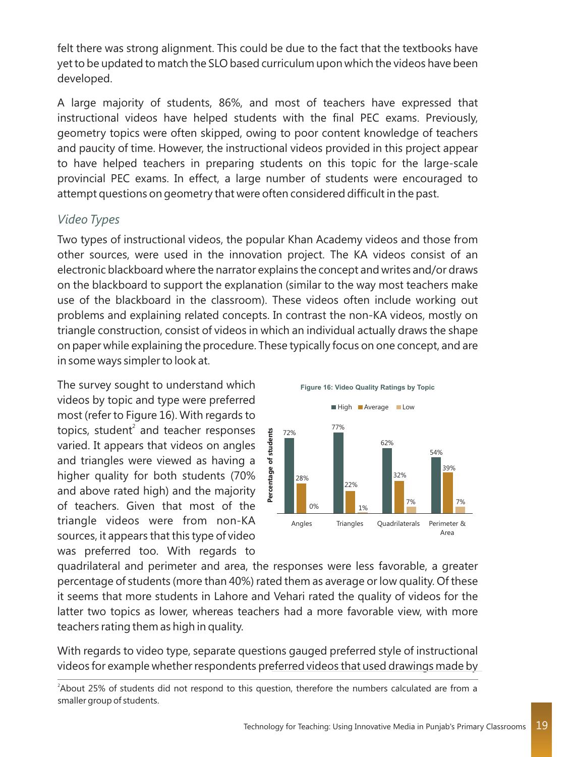felt there was strong alignment. This could be due to the fact that the textbooks have yet to be updated to match the SLO based curriculum upon which the videos have been developed.

A large majority of students, 86%, and most of teachers have expressed that instructional videos have helped students with the final PEC exams. Previously, geometry topics were often skipped, owing to poor content knowledge of teachers and paucity of time. However, the instructional videos provided in this project appear to have helped teachers in preparing students on this topic for the large-scale provincial PEC exams. In effect, a large number of students were encouraged to attempt questions on geometry that were often considered difficult in the past.

### *Video Types*

Two types of instructional videos, the popular Khan Academy videos and those from other sources, were used in the innovation project. The KA videos consist of an electronic blackboard where the narrator explains the concept and writes and/or draws on the blackboard to support the explanation (similar to the way most teachers make use of the blackboard in the classroom). These videos often include working out problems and explaining related concepts. In contrast the non-KA videos, mostly on triangle construction, consist of videos in which an individual actually draws the shape on paper while explaining the procedure. These typically focus on one concept, and are in some ways simpler to look at.

**Figure 16: Video Quality Ratings by Topic**

| Percentage of students | Angles | Triangles | Quadrilaterals | Perimeter & Area |
|---|---|---|---|---|
| High | 72% | 77% | 62% | 54% |
| Average | 28% | 22% | 32% | 39% |
| Low | 0% | 1% | 7% | 7% |

The survey sought to understand which videos by topic and type were preferred most (refer to Figure 16). With regards to topics, student[2] and teacher responses varied. It appears that videos on angles and triangles were viewed as having a higher quality for both students (70% and above rated high) and the majority of teachers. Given that most of the triangle videos were from non-KA sources, it appears that this type of video was preferred too. With regards to quadrilateral and perimeter and area, the responses were less favorable, a greater percentage of students (more than 40%) rated them as average or low quality. Of these it seems that more students in Lahore and Vehari rated the quality of videos for the latter two topics as lower, whereas teachers had a more favorable view, with more teachers rating them as high in quality.

With regards to video type, separate questions gauged preferred style of instructional videos for example whether respondents preferred videos that used drawings made by

[2]About 25% of students did not respond to this question, therefore the numbers calculated are from a smaller group of students.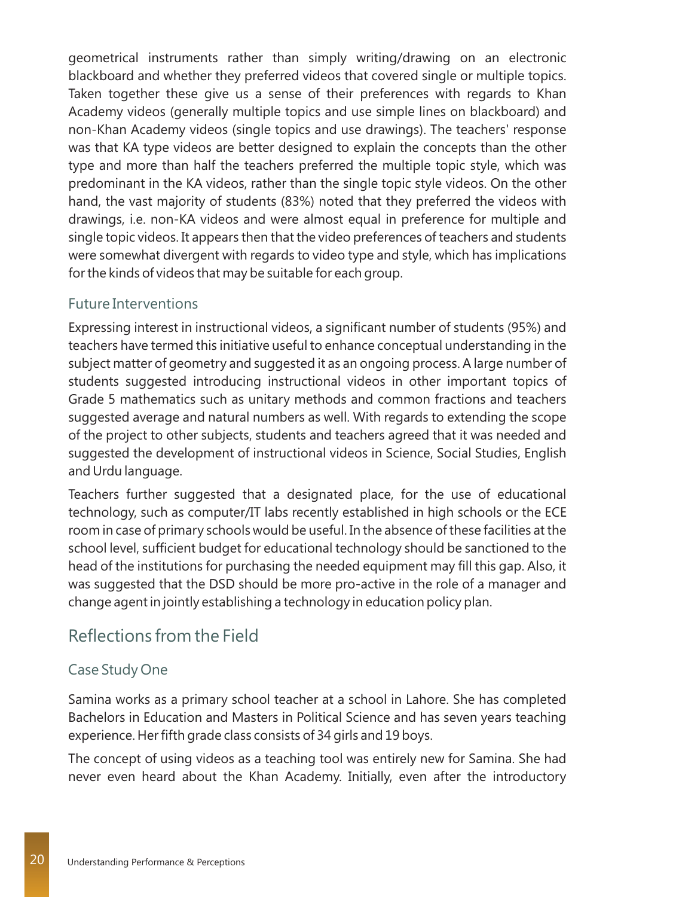geometrical instruments rather than simply writing/drawing on an electronic blackboard and whether they preferred videos that covered single or multiple topics. Taken together these give us a sense of their preferences with regards to Khan Academy videos (generally multiple topics and use simple lines on blackboard) and non-Khan Academy videos (single topics and use drawings). The teachers' response was that KA type videos are better designed to explain the concepts than the other type and more than half the teachers preferred the multiple topic style, which was predominant in the KA videos, rather than the single topic style videos. On the other hand, the vast majority of students (83%) noted that they preferred the videos with drawings, i.e. non-KA videos and were almost equal in preference for multiple and single topic videos. It appears then that the video preferences of teachers and students were somewhat divergent with regards to video type and style, which has implications for the kinds of videos that may be suitable for each group.

### Future Interventions

Expressing interest in instructional videos, a significant number of students (95%) and teachers have termed this initiative useful to enhance conceptual understanding in the subject matter of geometry and suggested it as an ongoing process. A large number of students suggested introducing instructional videos in other important topics of Grade 5 mathematics such as unitary methods and common fractions and teachers suggested average and natural numbers as well. With regards to extending the scope of the project to other subjects, students and teachers agreed that it was needed and suggested the development of instructional videos in Science, Social Studies, English and Urdu language.

Teachers further suggested that a designated place, for the use of educational technology, such as computer/IT labs recently established in high schools or the ECE room in case of primary schools would be useful. In the absence of these facilities at the school level, sufficient budget for educational technology should be sanctioned to the head of the institutions for purchasing the needed equipment may fill this gap. Also, it was suggested that the DSD should be more pro-active in the role of a manager and change agent in jointly establishing a technology in education policy plan.

## Reflections from the Field

### Case Study One

Samina works as a primary school teacher at a school in Lahore. She has completed Bachelors in Education and Masters in Political Science and has seven years teaching experience. Her fifth grade class consists of 34 girls and 19 boys.

The concept of using videos as a teaching tool was entirely new for Samina. She had never even heard about the Khan Academy. Initially, even after the introductory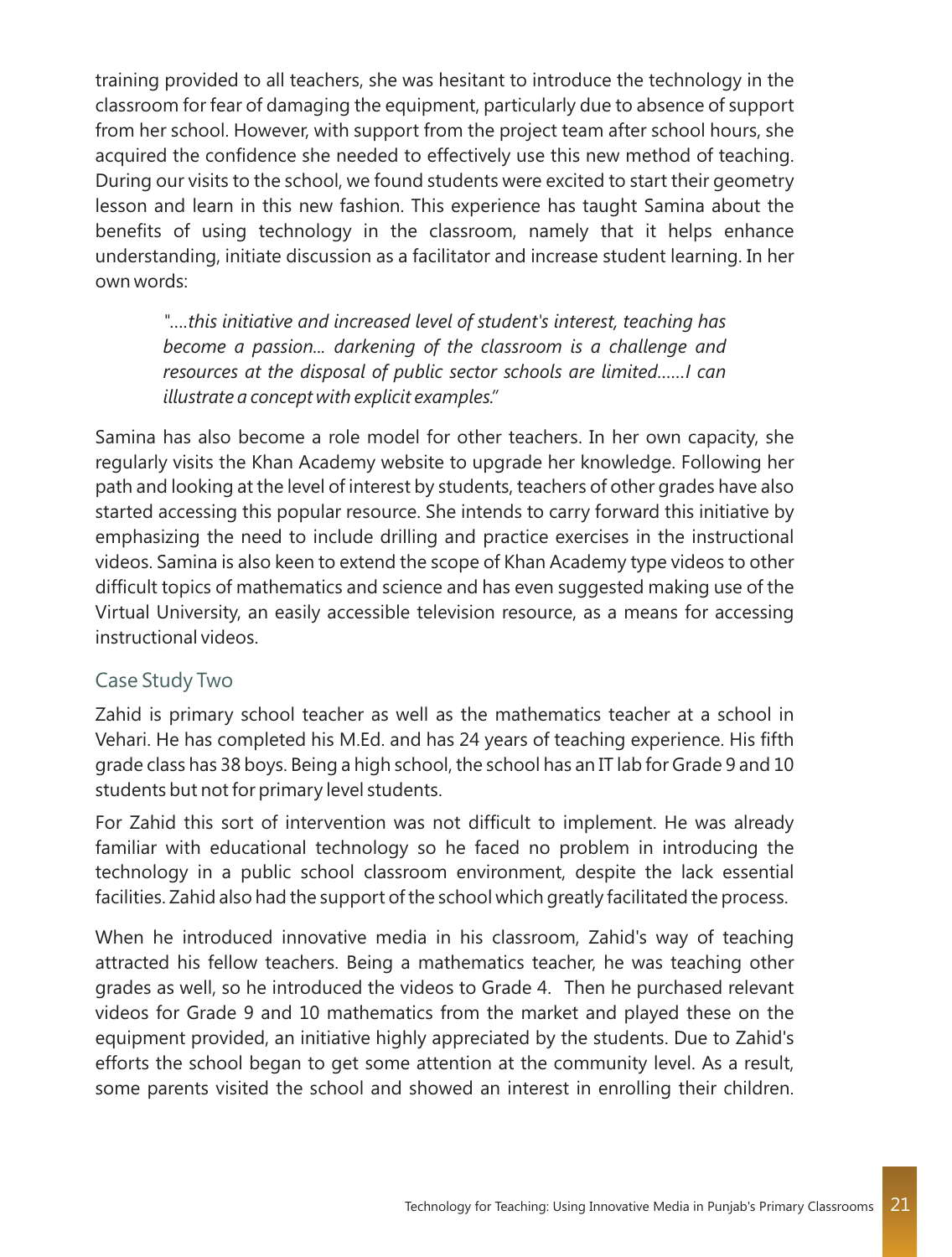training provided to all teachers, she was hesitant to introduce the technology in the classroom for fear of damaging the equipment, particularly due to absence of support from her school. However, with support from the project team after school hours, she acquired the confidence she needed to effectively use this new method of teaching. During our visits to the school, we found students were excited to start their geometry lesson and learn in this new fashion. This experience has taught Samina about the benefits of using technology in the classroom, namely that it helps enhance understanding, initiate discussion as a facilitator and increase student learning. In her own words:

> *"....this initiative and increased level of student's interest, teaching has become a passion... darkening of the classroom is a challenge and resources at the disposal of public sector schools are limited......I can illustrate a concept with explicit examples."*

Samina has also become a role model for other teachers. In her own capacity, she regularly visits the Khan Academy website to upgrade her knowledge. Following her path and looking at the level of interest by students, teachers of other grades have also started accessing this popular resource. She intends to carry forward this initiative by emphasizing the need to include drilling and practice exercises in the instructional videos. Samina is also keen to extend the scope of Khan Academy type videos to other difficult topics of mathematics and science and has even suggested making use of the Virtual University, an easily accessible television resource, as a means for accessing instructional videos.

## Case Study Two

Zahid is primary school teacher as well as the mathematics teacher at a school in Vehari. He has completed his M.Ed. and has 24 years of teaching experience. His fifth grade class has 38 boys. Being a high school, the school has an IT lab for Grade 9 and 10 students but not for primary level students.

For Zahid this sort of intervention was not difficult to implement. He was already familiar with educational technology so he faced no problem in introducing the technology in a public school classroom environment, despite the lack essential facilities. Zahid also had the support of the school which greatly facilitated the process.

When he introduced innovative media in his classroom, Zahid's way of teaching attracted his fellow teachers. Being a mathematics teacher, he was teaching other grades as well, so he introduced the videos to Grade 4. Then he purchased relevant videos for Grade 9 and 10 mathematics from the market and played these on the equipment provided, an initiative highly appreciated by the students. Due to Zahid's efforts the school began to get some attention at the community level. As a result, some parents visited the school and showed an interest in enrolling their children.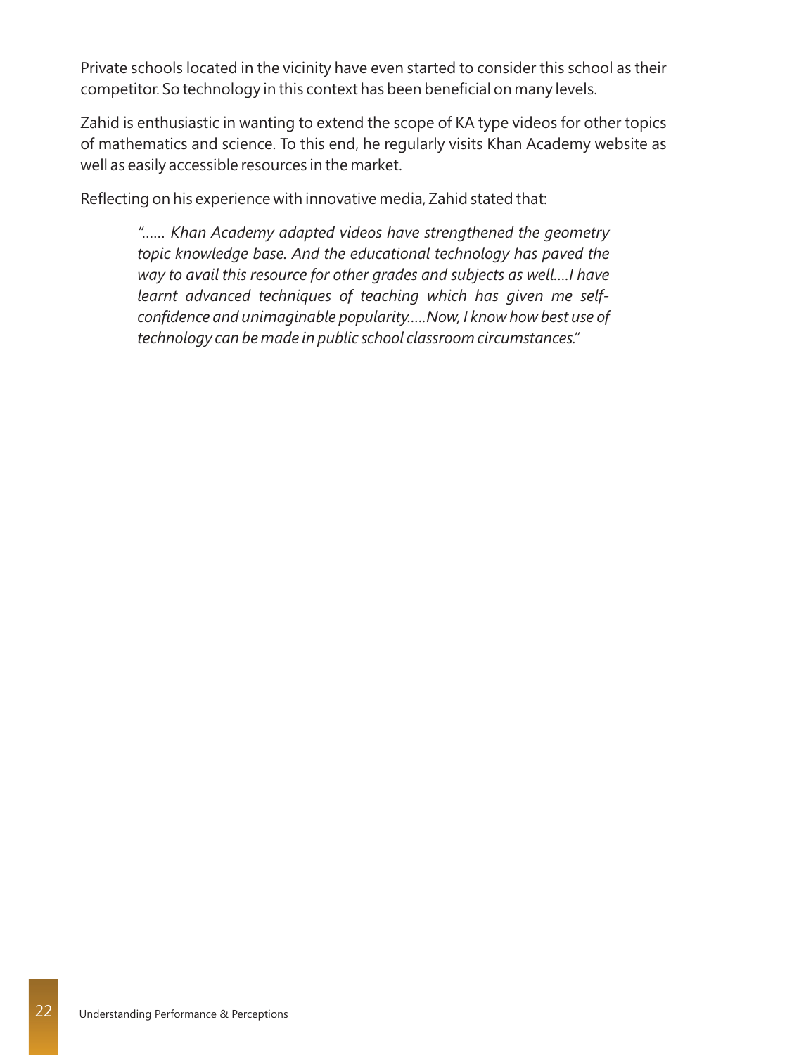Private schools located in the vicinity have even started to consider this school as their competitor. So technology in this context has been beneficial on many levels.

Zahid is enthusiastic in wanting to extend the scope of KA type videos for other topics of mathematics and science. To this end, he regularly visits Khan Academy website as well as easily accessible resources in the market.

Reflecting on his experience with innovative media, Zahid stated that:

> *"...... Khan Academy adapted videos have strengthened the geometry topic knowledge base. And the educational technology has paved the way to avail this resource for other grades and subjects as well....I have learnt advanced techniques of teaching which has given me self-confidence and unimaginable popularity.....Now, I know how best use of technology can be made in public school classroom circumstances."*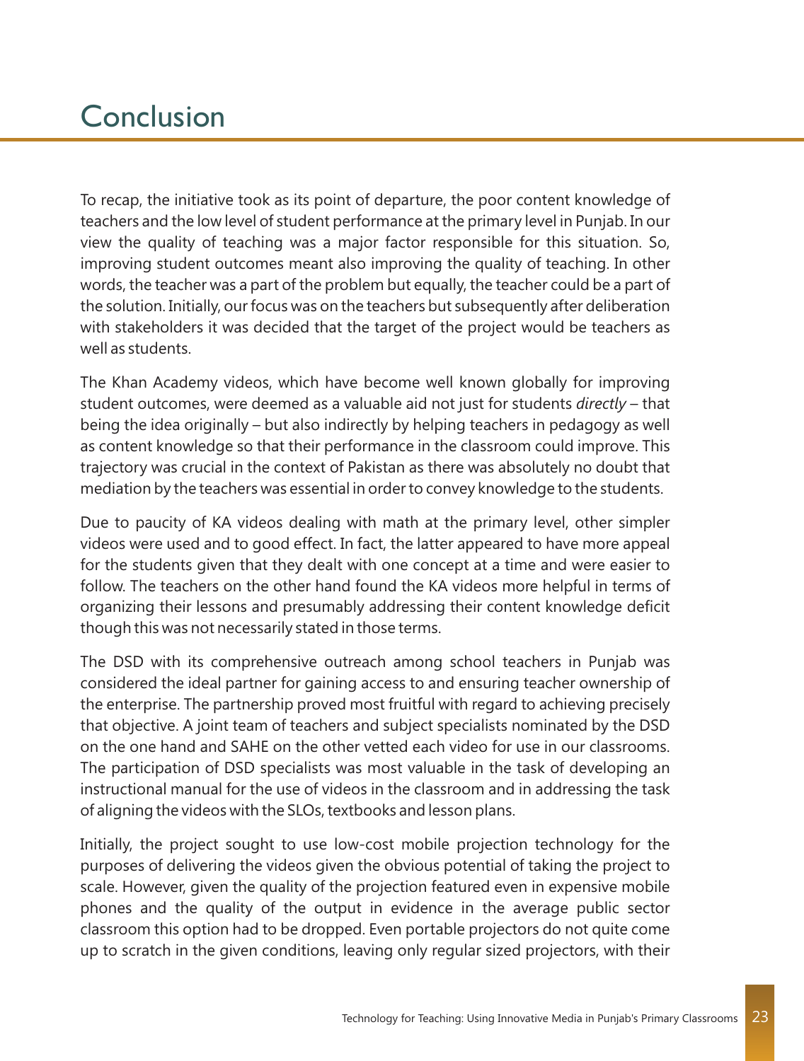# Conclusion

To recap, the initiative took as its point of departure, the poor content knowledge of teachers and the low level of student performance at the primary level in Punjab. In our view the quality of teaching was a major factor responsible for this situation. So, improving student outcomes meant also improving the quality of teaching. In other words, the teacher was a part of the problem but equally, the teacher could be a part of the solution. Initially, our focus was on the teachers but subsequently after deliberation with stakeholders it was decided that the target of the project would be teachers as well as students.

The Khan Academy videos, which have become well known globally for improving student outcomes, were deemed as a valuable aid not just for students *directly* – that being the idea originally – but also indirectly by helping teachers in pedagogy as well as content knowledge so that their performance in the classroom could improve. This trajectory was crucial in the context of Pakistan as there was absolutely no doubt that mediation by the teachers was essential in order to convey knowledge to the students.

Due to paucity of KA videos dealing with math at the primary level, other simpler videos were used and to good effect. In fact, the latter appeared to have more appeal for the students given that they dealt with one concept at a time and were easier to follow. The teachers on the other hand found the KA videos more helpful in terms of organizing their lessons and presumably addressing their content knowledge deficit though this was not necessarily stated in those terms.

The DSD with its comprehensive outreach among school teachers in Punjab was considered the ideal partner for gaining access to and ensuring teacher ownership of the enterprise. The partnership proved most fruitful with regard to achieving precisely that objective. A joint team of teachers and subject specialists nominated by the DSD on the one hand and SAHE on the other vetted each video for use in our classrooms. The participation of DSD specialists was most valuable in the task of developing an instructional manual for the use of videos in the classroom and in addressing the task of aligning the videos with the SLOs, textbooks and lesson plans.

Initially, the project sought to use low-cost mobile projection technology for the purposes of delivering the videos given the obvious potential of taking the project to scale. However, given the quality of the projection featured even in expensive mobile phones and the quality of the output in evidence in the average public sector classroom this option had to be dropped. Even portable projectors do not quite come up to scratch in the given conditions, leaving only regular sized projectors, with their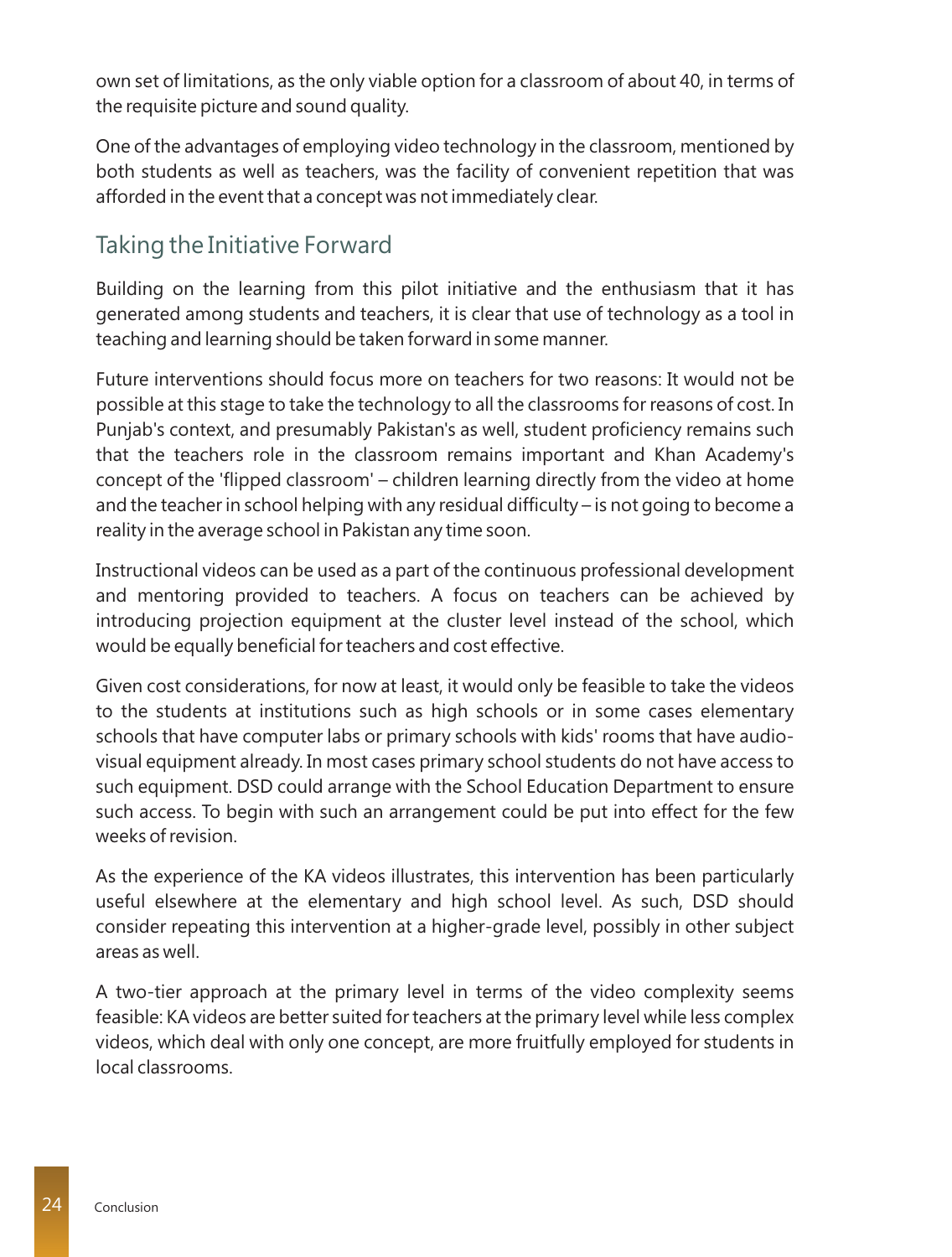own set of limitations, as the only viable option for a classroom of about 40, in terms of the requisite picture and sound quality.

One of the advantages of employing video technology in the classroom, mentioned by both students as well as teachers, was the facility of convenient repetition that was afforded in the event that a concept was not immediately clear.

## Taking the Initiative Forward

Building on the learning from this pilot initiative and the enthusiasm that it has generated among students and teachers, it is clear that use of technology as a tool in teaching and learning should be taken forward in some manner.

Future interventions should focus more on teachers for two reasons: It would not be possible at this stage to take the technology to all the classrooms for reasons of cost. In Punjab's context, and presumably Pakistan's as well, student proficiency remains such that the teachers role in the classroom remains important and Khan Academy's concept of the 'flipped classroom' – children learning directly from the video at home and the teacher in school helping with any residual difficulty – is not going to become a reality in the average school in Pakistan any time soon.

Instructional videos can be used as a part of the continuous professional development and mentoring provided to teachers. A focus on teachers can be achieved by introducing projection equipment at the cluster level instead of the school, which would be equally beneficial for teachers and cost effective.

Given cost considerations, for now at least, it would only be feasible to take the videos to the students at institutions such as high schools or in some cases elementary schools that have computer labs or primary schools with kids' rooms that have audio-visual equipment already. In most cases primary school students do not have access to such equipment. DSD could arrange with the School Education Department to ensure such access. To begin with such an arrangement could be put into effect for the few weeks of revision.

As the experience of the KA videos illustrates, this intervention has been particularly useful elsewhere at the elementary and high school level. As such, DSD should consider repeating this intervention at a higher-grade level, possibly in other subject areas as well.

A two-tier approach at the primary level in terms of the video complexity seems feasible: KA videos are better suited for teachers at the primary level while less complex videos, which deal with only one concept, are more fruitfully employed for students in local classrooms.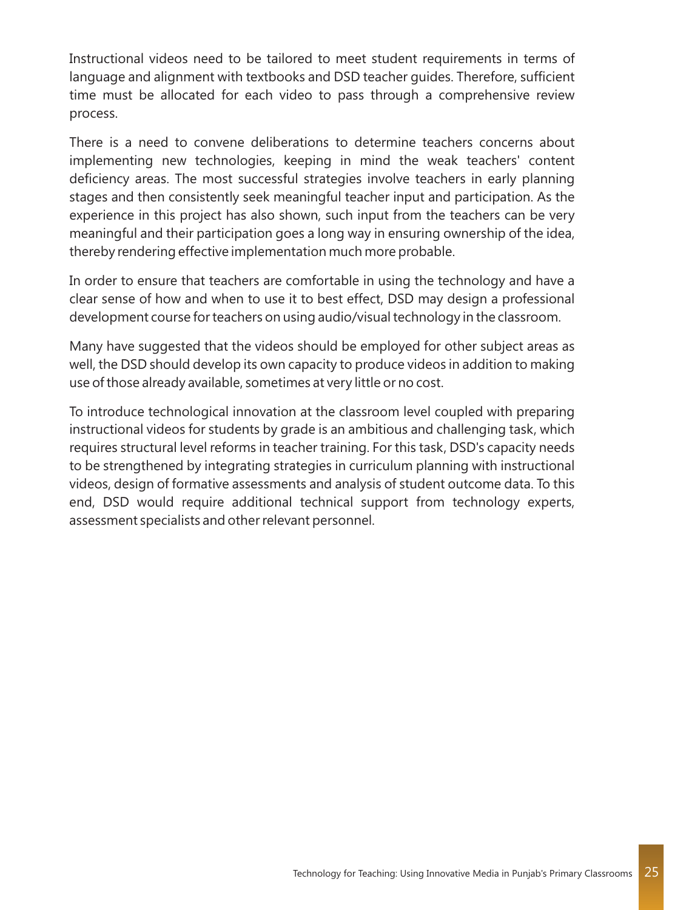Instructional videos need to be tailored to meet student requirements in terms of language and alignment with textbooks and DSD teacher guides. Therefore, sufficient time must be allocated for each video to pass through a comprehensive review process.

There is a need to convene deliberations to determine teachers concerns about implementing new technologies, keeping in mind the weak teachers' content deficiency areas. The most successful strategies involve teachers in early planning stages and then consistently seek meaningful teacher input and participation. As the experience in this project has also shown, such input from the teachers can be very meaningful and their participation goes a long way in ensuring ownership of the idea, thereby rendering effective implementation much more probable.

In order to ensure that teachers are comfortable in using the technology and have a clear sense of how and when to use it to best effect, DSD may design a professional development course for teachers on using audio/visual technology in the classroom.

Many have suggested that the videos should be employed for other subject areas as well, the DSD should develop its own capacity to produce videos in addition to making use of those already available, sometimes at very little or no cost.

To introduce technological innovation at the classroom level coupled with preparing instructional videos for students by grade is an ambitious and challenging task, which requires structural level reforms in teacher training. For this task, DSD's capacity needs to be strengthened by integrating strategies in curriculum planning with instructional videos, design of formative assessments and analysis of student outcome data. To this end, DSD would require additional technical support from technology experts, assessment specialists and other relevant personnel.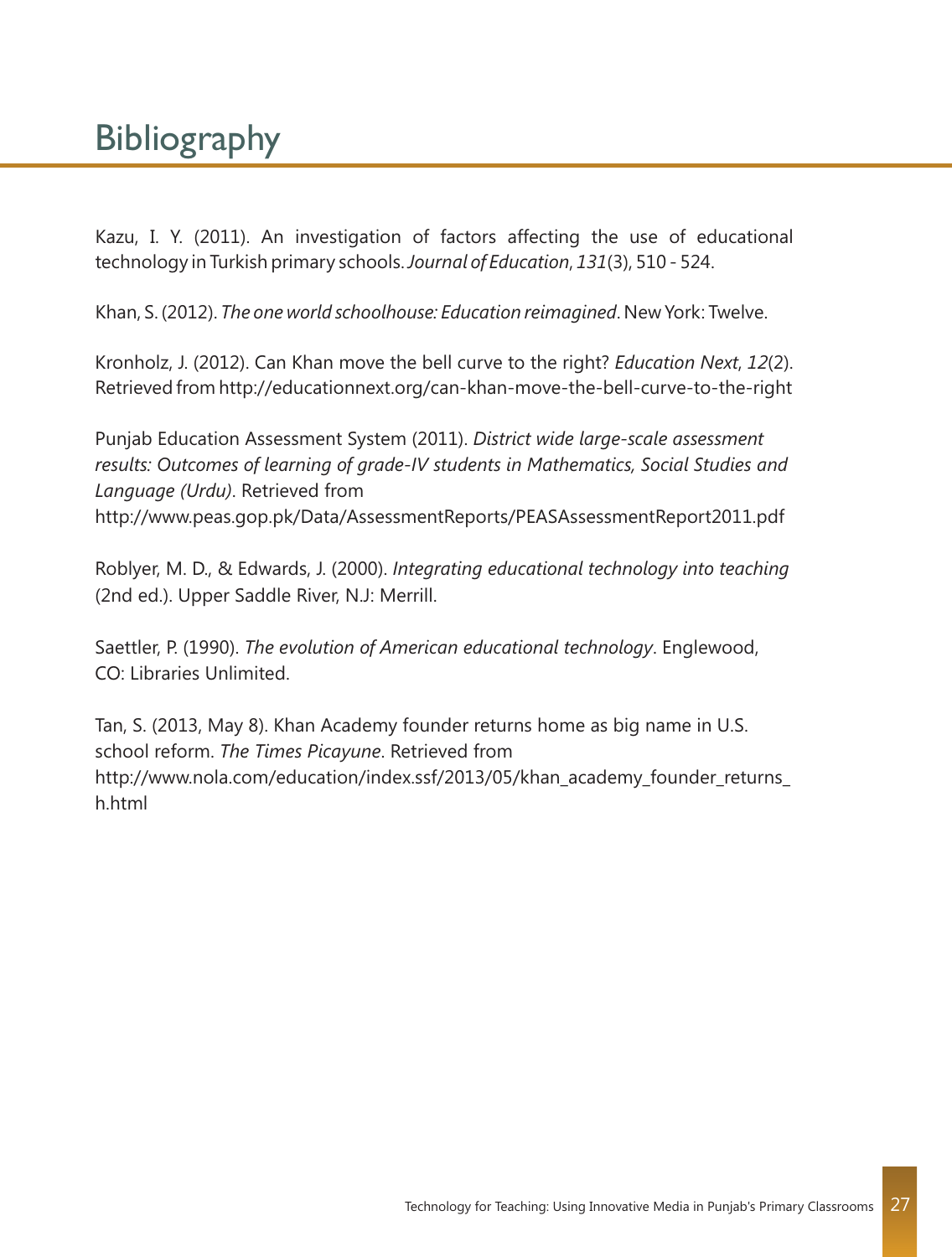# Bibliography

Kazu, I. Y. (2011). An investigation of factors affecting the use of educational technology in Turkish primary schools. *Journal of Education*, *131*(3), 510 - 524.

Khan, S. (2012). *The one world schoolhouse: Education reimagined*. New York: Twelve.

Kronholz, J. (2012). Can Khan move the bell curve to the right? *Education Next*, *12*(2). Retrieved from http://educationnext.org/can-khan-move-the-bell-curve-to-the-right

Punjab Education Assessment System (2011). *District wide large-scale assessment results: Outcomes of learning of grade-IV students in Mathematics, Social Studies and Language (Urdu)*. Retrieved from http://www.peas.gop.pk/Data/AssessmentReports/PEASAssessmentReport2011.pdf

Roblyer, M. D., & Edwards, J. (2000). *Integrating educational technology into teaching* (2nd ed.). Upper Saddle River, N.J: Merrill.

Saettler, P. (1990). *The evolution of American educational technology*. Englewood, CO: Libraries Unlimited.

Tan, S. (2013, May 8). Khan Academy founder returns home as big name in U.S. school reform. *The Times Picayune*. Retrieved from http://www.nola.com/education/index.ssf/2013/05/khan_academy_founder_returns_h.html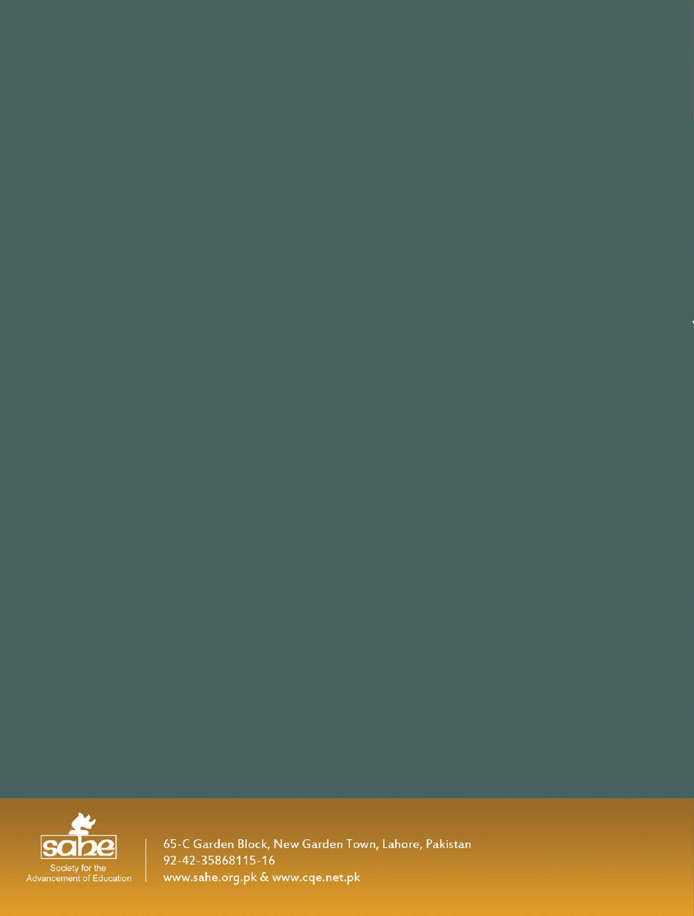sahe

Society for the Advancement of Education

65-C Garden Block, New Garden Town, Lahore, Pakistan
92-42-35868115-16
www.sahe.org.pk & www.cqe.net.pk